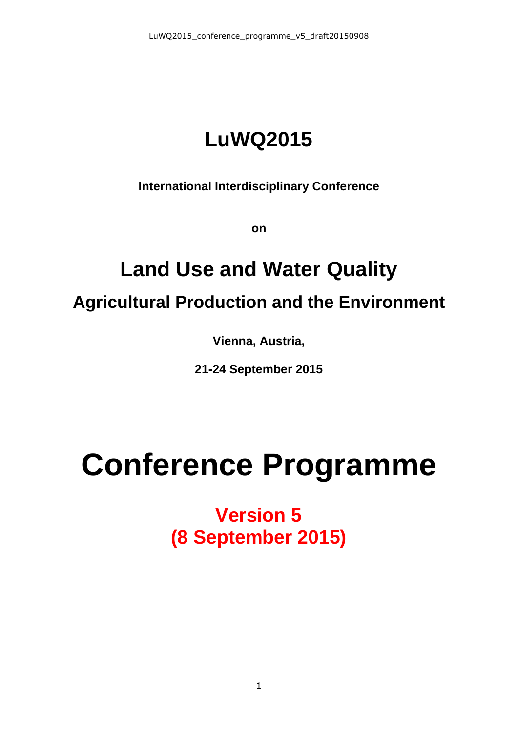# LuWQ2015

**International Interdisciplinary Conference**

**on**

# Land Use and Water Quality

## Agricultural Production and the Environment

**Vienna, Austria,**

**21-24 September 2015**

# Conference Programme

**Version 5**
**(8 September 2015)**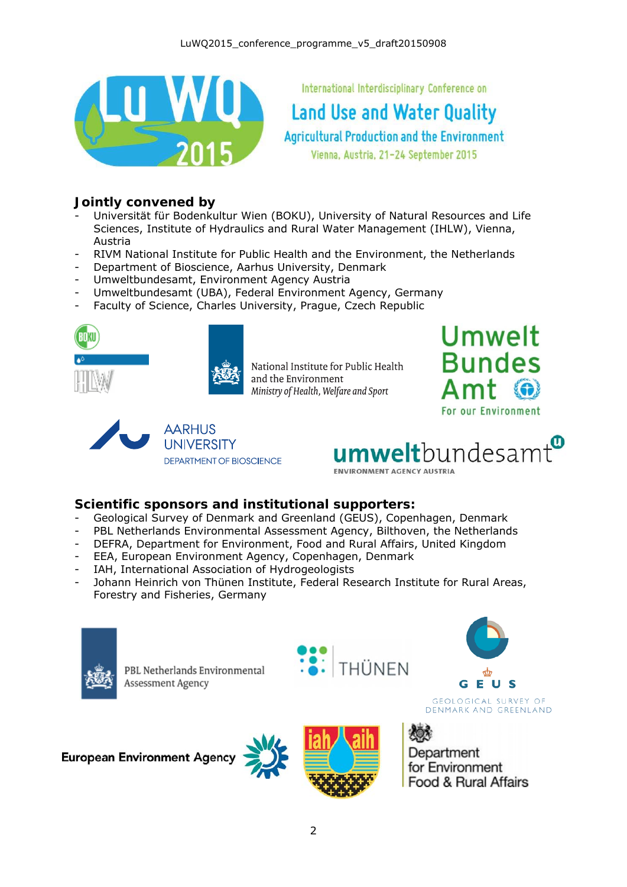International Interdisciplinary Conference on

# Land Use and Water Quality

## Agricultural Production and the Environment

Vienna, Austria, 21-24 September 2015

### Jointly convened by

- Universität für Bodenkultur Wien (BOKU), University of Natural Resources and Life Sciences, Institute of Hydraulics and Rural Water Management (IHLW), Vienna, Austria
- RIVM National Institute for Public Health and the Environment, the Netherlands
- Department of Bioscience, Aarhus University, Denmark
- Umweltbundesamt, Environment Agency Austria
- Umweltbundesamt (UBA), Federal Environment Agency, Germany
- Faculty of Science, Charles University, Prague, Czech Republic

### Scientific sponsors and institutional supporters:

- Geological Survey of Denmark and Greenland (GEUS), Copenhagen, Denmark
- PBL Netherlands Environmental Assessment Agency, Bilthoven, the Netherlands
- DEFRA, Department for Environment, Food and Rural Affairs, United Kingdom
- EEA, European Environment Agency, Copenhagen, Denmark
- IAH, International Association of Hydrogeologists
- Johann Heinrich von Thünen Institute, Federal Research Institute for Rural Areas, Forestry and Fisheries, Germany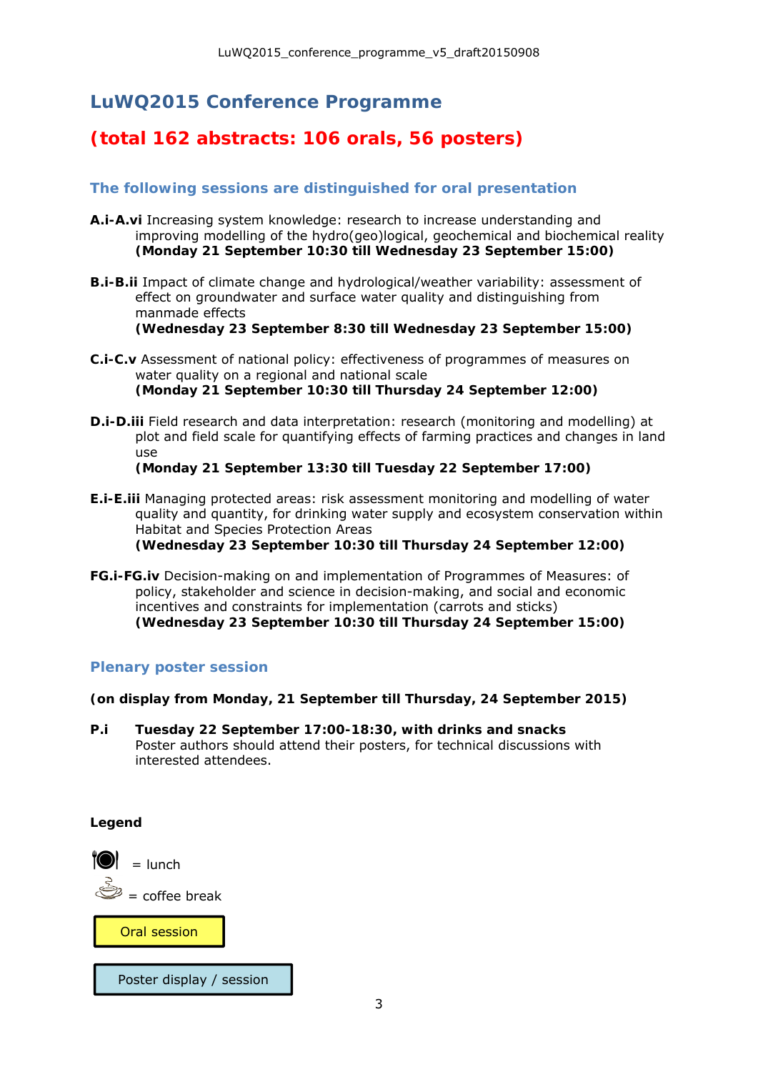# LuWQ2015 Conference Programme

## (total 162 abstracts: 106 orals, 56 posters)

### The following sessions are distinguished for oral presentation

**A.i-A.vi** Increasing system knowledge: research to increase understanding and improving modelling of the hydro(geo)logical, geochemical and biochemical reality
**(Monday 21 September 10:30 till Wednesday 23 September 15:00)**

**B.i-B.ii** Impact of climate change and hydrological/weather variability: assessment of effect on groundwater and surface water quality and distinguishing from manmade effects
**(Wednesday 23 September 8:30 till Wednesday 23 September 15:00)**

**C.i-C.v** Assessment of national policy: effectiveness of programmes of measures on water quality on a regional and national scale
**(Monday 21 September 10:30 till Thursday 24 September 12:00)**

**D.i-D.iii** Field research and data interpretation: research (monitoring and modelling) at plot and field scale for quantifying effects of farming practices and changes in land use
**(Monday 21 September 13:30 till Tuesday 22 September 17:00)**

**E.i-E.iii** Managing protected areas: risk assessment monitoring and modelling of water quality and quantity, for drinking water supply and ecosystem conservation within Habitat and Species Protection Areas
**(Wednesday 23 September 10:30 till Thursday 24 September 12:00)**

**FG.i-FG.iv** Decision-making on and implementation of Programmes of Measures: of policy, stakeholder and science in decision-making, and social and economic incentives and constraints for implementation (carrots and sticks)
**(Wednesday 23 September 10:30 till Thursday 24 September 15:00)**

### Plenary poster session

**(on display from Monday, 21 September till Thursday, 24 September 2015)**

**P.i** **Tuesday 22 September 17:00-18:30, with drinks and snacks**
Poster authors should attend their posters, for technical discussions with interested attendees.

**Legend**

= lunch

= coffee break

Oral session

Poster display / session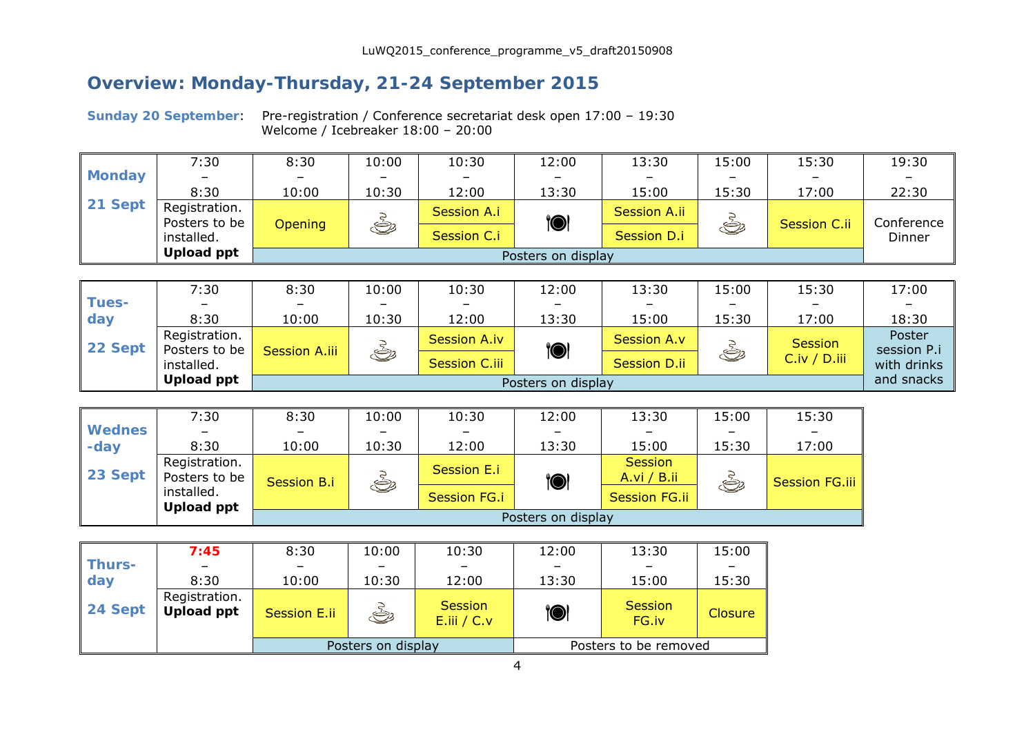## Overview: Monday-Thursday, 21-24 September 2015

**Sunday 20 September**: Pre-registration / Conference secretariat desk open 17:00 – 19:30
Welcome / Icebreaker 18:00 – 20:00

| **Monday 21 Sept** | 7:30 – 8:30 | 8:30 – 10:00 | 10:00 – 10:30 | 10:30 – 12:00 | 12:00 – 13:30 | 13:30 – 15:00 | 15:00 – 15:30 | 15:30 – 17:00 | 19:30 – 22:30 |
|---|---|---|---|---|---|---|---|---|---|
| | Registration. Posters to be installed. **Upload ppt** | Opening | ☕ | Session A.i / Session C.i | 🍽 | Session A.ii / Session D.i | ☕ | Session C.ii | Conference Dinner |
| | | Posters on display | | | | | | | |

| **Tuesday 22 Sept** | 7:30 – 8:30 | 8:30 – 10:00 | 10:00 – 10:30 | 10:30 – 12:00 | 12:00 – 13:30 | 13:30 – 15:00 | 15:00 – 15:30 | 15:30 – 17:00 | 17:00 – 18:30 |
|---|---|---|---|---|---|---|---|---|---|
| | Registration. Posters to be installed. **Upload ppt** | Session A.iii | ☕ | Session A.iv / Session C.iii | 🍽 | Session A.v / Session D.ii | ☕ | Session C.iv / D.iii | Poster session P.i with drinks and snacks |
| | | Posters on display | | | | | | | |

| **Wednesday 23 Sept** | 7:30 – 8:30 | 8:30 – 10:00 | 10:00 – 10:30 | 10:30 – 12:00 | 12:00 – 13:30 | 13:30 – 15:00 | 15:00 – 15:30 | 15:30 – 17:00 |
|---|---|---|---|---|---|---|---|---|
| | Registration. Posters to be installed. **Upload ppt** | Session B.i | ☕ | Session E.i / Session FG.i | 🍽 | Session A.vi / B.ii / Session FG.ii | ☕ | Session FG.iii |
| | | Posters on display | | | | | | |

| **Thursday 24 Sept** | **7:45** – 8:30 | 8:30 – 10:00 | 10:00 – 10:30 | 10:30 – 12:00 | 12:00 – 13:30 | 13:30 – 15:00 | 15:00 – 15:30 |
|---|---|---|---|---|---|---|---|
| | Registration. **Upload ppt** | Session E.ii | ☕ | Session E.iii / C.v | 🍽 | Session FG.iv | Closure |
| | | Posters on display | | | Posters to be removed | | |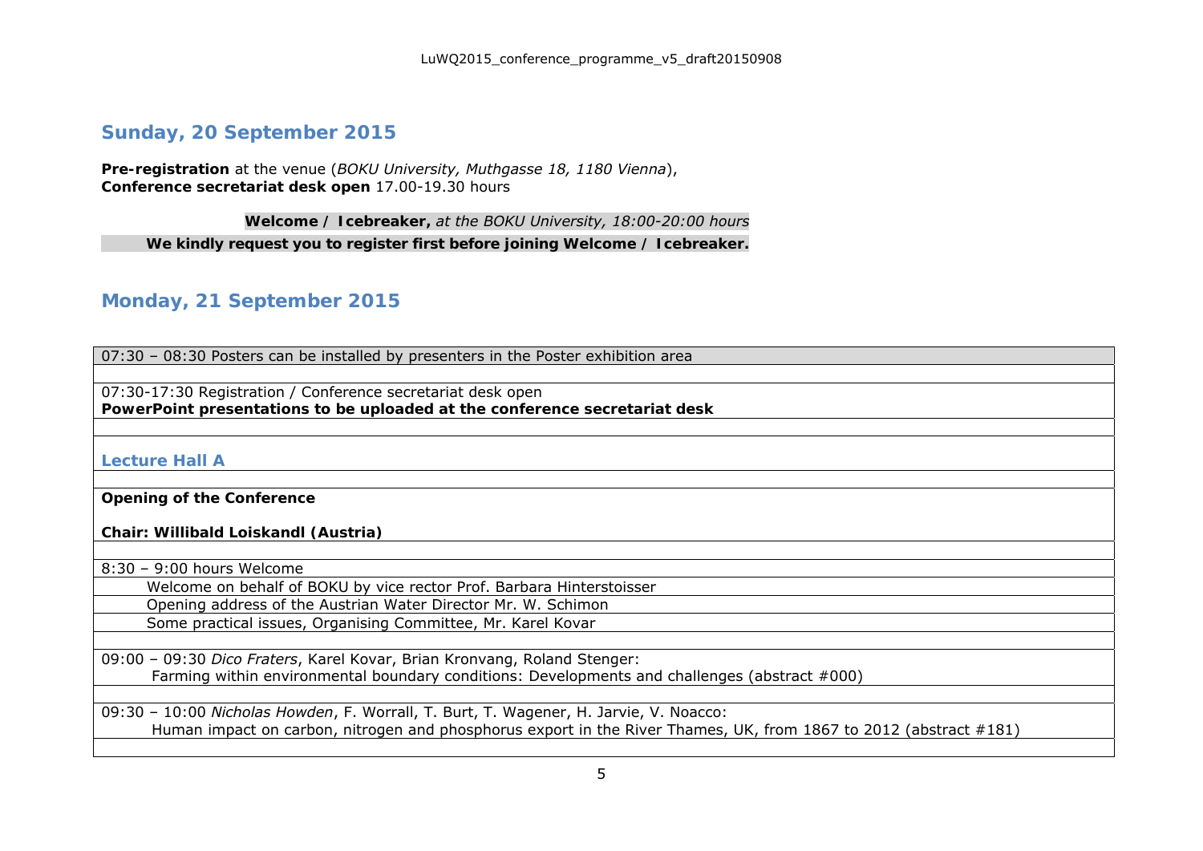## Sunday, 20 September 2015

**Pre-registration** at the venue (*BOKU University, Muthgasse 18, 1180 Vienna*),
**Conference secretariat desk open** 17.00-19.30 hours

**Welcome / Icebreaker,** *at the BOKU University, 18:00-20:00 hours*

**We kindly request you to register first before joining Welcome / Icebreaker.**

## Monday, 21 September 2015

07:30 – 08:30 Posters can be installed by presenters in the Poster exhibition area

07:30-17:30 Registration / Conference secretariat desk open
**PowerPoint presentations to be uploaded at the conference secretariat desk**

### Lecture Hall A

**Opening of the Conference**

**Chair: Willibald Loiskandl (Austria)**

8:30 – 9:00 hours Welcome

- Welcome on behalf of BOKU by vice rector Prof. Barbara Hinterstoisser
- Opening address of the Austrian Water Director Mr. W. Schimon
- Some practical issues, Organising Committee, Mr. Karel Kovar

09:00 – 09:30 *Dico Fraters*, Karel Kovar, Brian Kronvang, Roland Stenger:
Farming within environmental boundary conditions: Developments and challenges (abstract #000)

09:30 – 10:00 *Nicholas Howden*, F. Worrall, T. Burt, T. Wagener, H. Jarvie, V. Noacco:
Human impact on carbon, nitrogen and phosphorus export in the River Thames, UK, from 1867 to 2012 (abstract #181)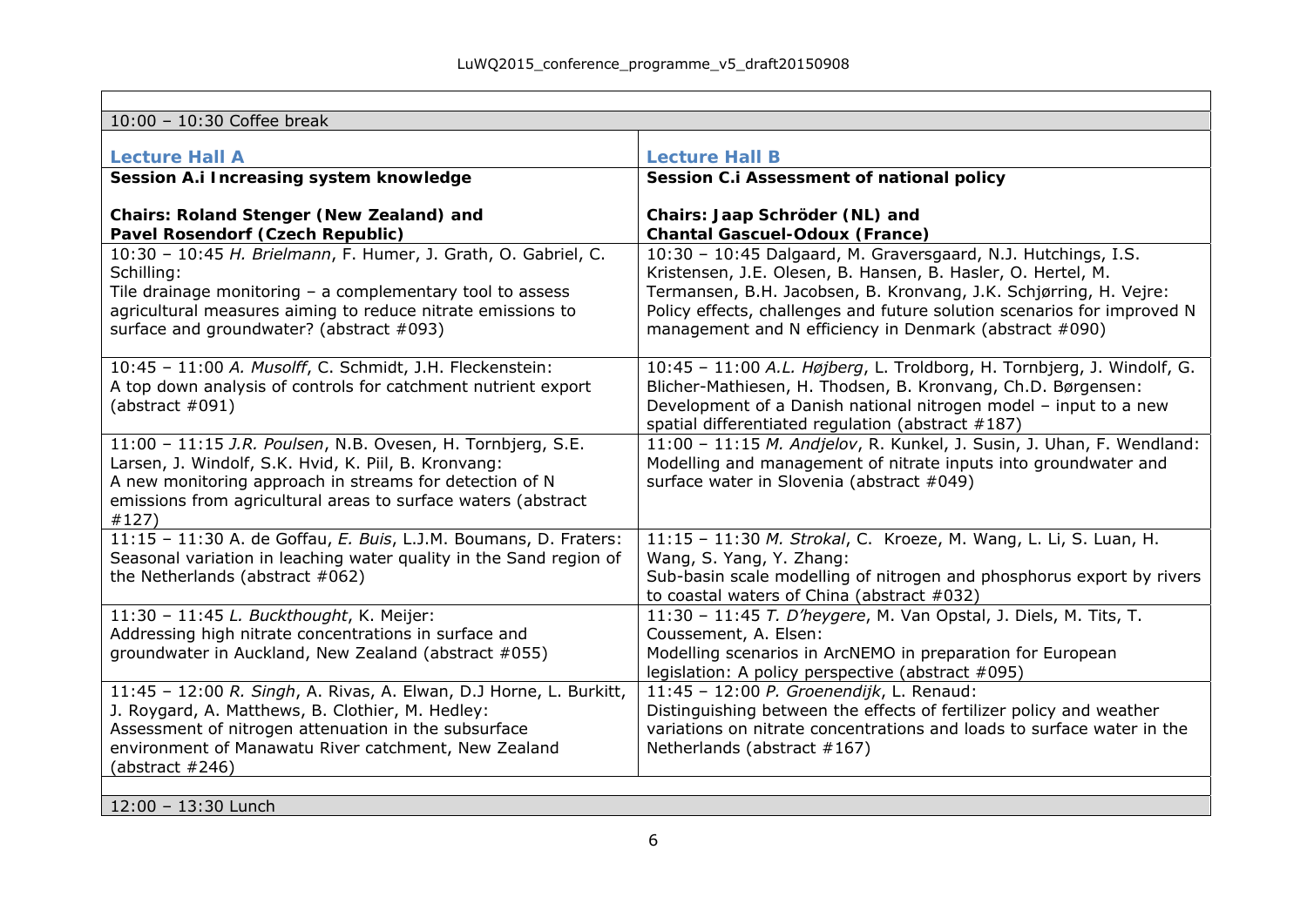10:00 – 10:30 Coffee break

| Lecture Hall A | Lecture Hall B |
| --- | --- |
| **Session A.i Increasing system knowledge**<br><br>**Chairs: Roland Stenger (New Zealand) and Pavel Rosendorf (Czech Republic)** | **Session C.i Assessment of national policy**<br><br>**Chairs: Jaap Schröder (NL) and Chantal Gascuel-Odoux (France)** |
| 10:30 – 10:45 *H. Brielmann*, F. Humer, J. Grath, O. Gabriel, C. Schilling:<br>Tile drainage monitoring – a complementary tool to assess agricultural measures aiming to reduce nitrate emissions to surface and groundwater? (abstract #093) | 10:30 – 10:45 Dalgaard, M. Graversgaard, N.J. Hutchings, I.S. Kristensen, J.E. Olesen, B. Hansen, B. Hasler, O. Hertel, M. Termansen, B.H. Jacobsen, B. Kronvang, J.K. Schjørring, H. Vejre:<br>Policy effects, challenges and future solution scenarios for improved N management and N efficiency in Denmark (abstract #090) |
| 10:45 – 11:00 *A. Musolff*, C. Schmidt, J.H. Fleckenstein:<br>A top down analysis of controls for catchment nutrient export (abstract #091) | 10:45 – 11:00 *A.L. Højberg*, L. Troldborg, H. Tornbjerg, J. Windolf, G. Blicher-Mathiesen, H. Thodsen, B. Kronvang, Ch.D. Børgensen:<br>Development of a Danish national nitrogen model – input to a new spatial differentiated regulation (abstract #187) |
| 11:00 – 11:15 *J.R. Poulsen*, N.B. Ovesen, H. Tornbjerg, S.E. Larsen, J. Windolf, S.K. Hvid, K. Piil, B. Kronvang:<br>A new monitoring approach in streams for detection of N emissions from agricultural areas to surface waters (abstract #127) | 11:00 – 11:15 *M. Andjelov*, R. Kunkel, J. Susin, J. Uhan, F. Wendland:<br>Modelling and management of nitrate inputs into groundwater and surface water in Slovenia (abstract #049) |
| 11:15 – 11:30 A. de Goffau, *E. Buis*, L.J.M. Boumans, D. Fraters:<br>Seasonal variation in leaching water quality in the Sand region of the Netherlands (abstract #062) | 11:15 – 11:30 *M. Strokal*, C. Kroeze, M. Wang, L. Li, S. Luan, H. Wang, S. Yang, Y. Zhang:<br>Sub-basin scale modelling of nitrogen and phosphorus export by rivers to coastal waters of China (abstract #032) |
| 11:30 – 11:45 *L. Buckthought*, K. Meijer:<br>Addressing high nitrate concentrations in surface and groundwater in Auckland, New Zealand (abstract #055) | 11:30 – 11:45 *T. D'heygere*, M. Van Opstal, J. Diels, M. Tits, T. Coussement, A. Elsen:<br>Modelling scenarios in ArcNEMO in preparation for European legislation: A policy perspective (abstract #095) |
| 11:45 – 12:00 *R. Singh*, A. Rivas, A. Elwan, D.J Horne, L. Burkitt, J. Roygard, A. Matthews, B. Clothier, M. Hedley:<br>Assessment of nitrogen attenuation in the subsurface environment of Manawatu River catchment, New Zealand (abstract #246) | 11:45 – 12:00 *P. Groenendijk*, L. Renaud:<br>Distinguishing between the effects of fertilizer policy and weather variations on nitrate concentrations and loads to surface water in the Netherlands (abstract #167) |

12:00 – 13:30 Lunch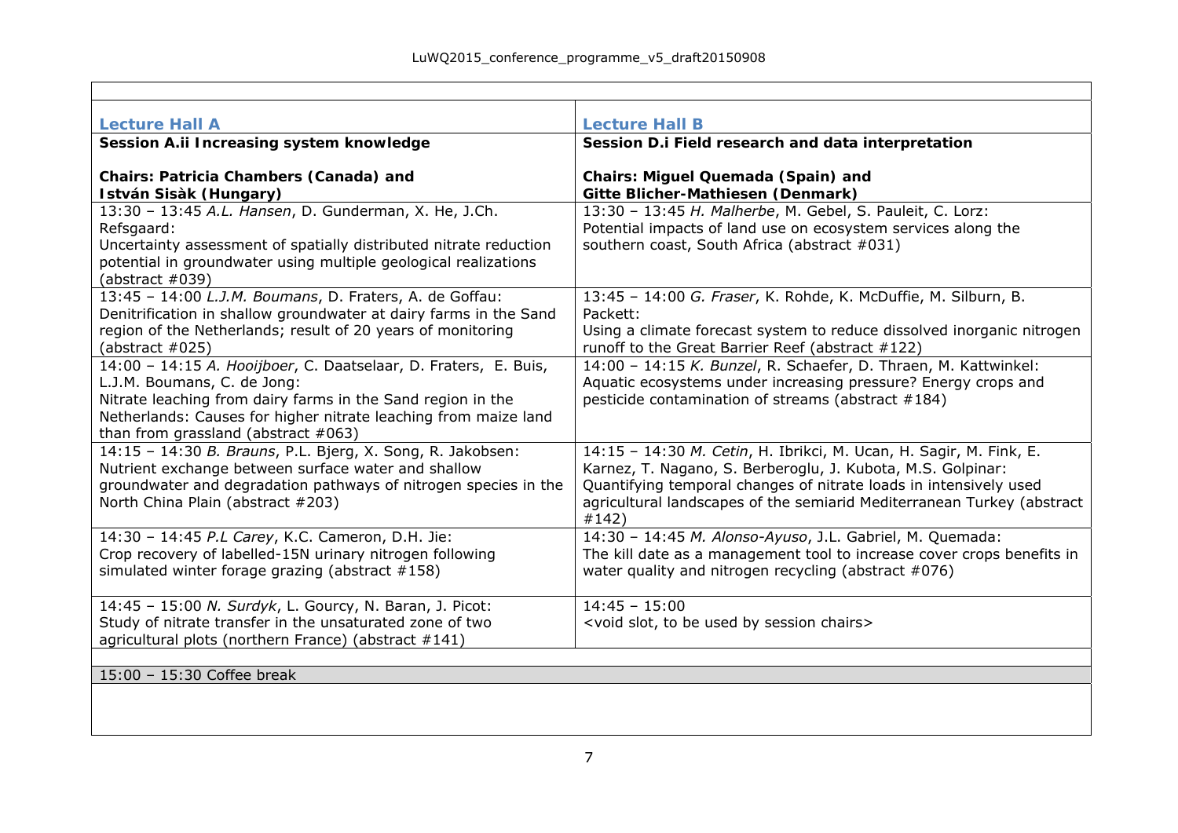| **Lecture Hall A** | **Lecture Hall B** |
|---|---|
| **Session A.ii Increasing system knowledge**<br><br>**Chairs: Patricia Chambers (Canada) and István Sisàk (Hungary)** | **Session D.i Field research and data interpretation**<br><br>**Chairs: Miguel Quemada (Spain) and Gitte Blicher-Mathiesen (Denmark)** |
| 13:30 – 13:45 *A.L. Hansen*, D. Gunderman, X. He, J.Ch. Refsgaard:<br>Uncertainty assessment of spatially distributed nitrate reduction potential in groundwater using multiple geological realizations (abstract #039) | 13:30 – 13:45 *H. Malherbe*, M. Gebel, S. Pauleit, C. Lorz:<br>Potential impacts of land use on ecosystem services along the southern coast, South Africa (abstract #031) |
| 13:45 – 14:00 *L.J.M. Boumans*, D. Fraters, A. de Goffau:<br>Denitrification in shallow groundwater at dairy farms in the Sand region of the Netherlands; result of 20 years of monitoring (abstract #025) | 13:45 – 14:00 *G. Fraser*, K. Rohde, K. McDuffie, M. Silburn, B. Packett:<br>Using a climate forecast system to reduce dissolved inorganic nitrogen runoff to the Great Barrier Reef (abstract #122) |
| 14:00 – 14:15 *A. Hooijboer*, C. Daatselaar, D. Fraters, E. Buis, L.J.M. Boumans, C. de Jong:<br>Nitrate leaching from dairy farms in the Sand region in the Netherlands: Causes for higher nitrate leaching from maize land than from grassland (abstract #063) | 14:00 – 14:15 *K. Bunzel*, R. Schaefer, D. Thraen, M. Kattwinkel:<br>Aquatic ecosystems under increasing pressure? Energy crops and pesticide contamination of streams (abstract #184) |
| 14:15 – 14:30 *B. Brauns*, P.L. Bjerg, X. Song, R. Jakobsen:<br>Nutrient exchange between surface water and shallow groundwater and degradation pathways of nitrogen species in the North China Plain (abstract #203) | 14:15 – 14:30 *M. Cetin*, H. Ibrikci, M. Ucan, H. Sagir, M. Fink, E. Karnez, T. Nagano, S. Berberoglu, J. Kubota, M.S. Golpinar:<br>Quantifying temporal changes of nitrate loads in intensively used agricultural landscapes of the semiarid Mediterranean Turkey (abstract #142) |
| 14:30 – 14:45 *P.L Carey*, K.C. Cameron, D.H. Jie:<br>Crop recovery of labelled-15N urinary nitrogen following simulated winter forage grazing (abstract #158) | 14:30 – 14:45 *M. Alonso-Ayuso*, J.L. Gabriel, M. Quemada:<br>The kill date as a management tool to increase cover crops benefits in water quality and nitrogen recycling (abstract #076) |
| 14:45 – 15:00 *N. Surdyk*, L. Gourcy, N. Baran, J. Picot:<br>Study of nitrate transfer in the unsaturated zone of two agricultural plots (northern France) (abstract #141) | 14:45 – 15:00<br><void slot, to be used by session chairs> |
| 15:00 – 15:30 Coffee break | |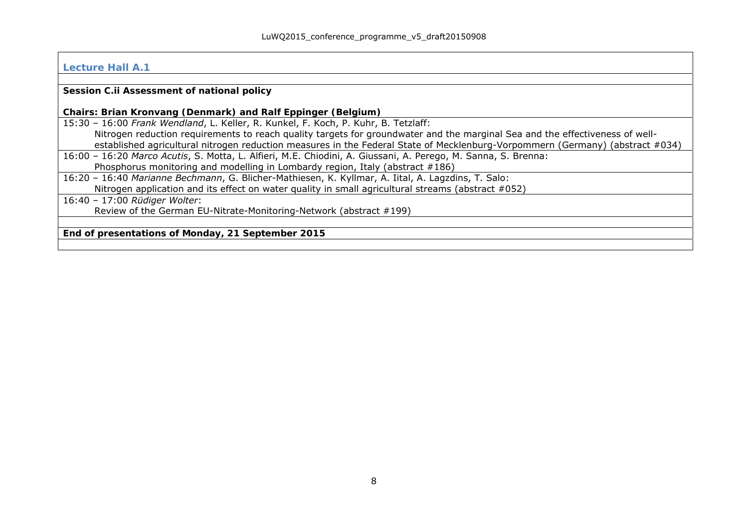## Lecture Hall A.1

**Session C.ii Assessment of national policy**

**Chairs: Brian Kronvang (Denmark) and Ralf Eppinger (Belgium)**

15:30 – 16:00 *Frank Wendland*, L. Keller, R. Kunkel, F. Koch, P. Kuhr, B. Tetzlaff:
Nitrogen reduction requirements to reach quality targets for groundwater and the marginal Sea and the effectiveness of well-established agricultural nitrogen reduction measures in the Federal State of Mecklenburg-Vorpommern (Germany) (abstract #034)

16:00 – 16:20 *Marco Acutis*, S. Motta, L. Alfieri, M.E. Chiodini, A. Giussani, A. Perego, M. Sanna, S. Brenna:
Phosphorus monitoring and modelling in Lombardy region, Italy (abstract #186)

16:20 – 16:40 *Marianne Bechmann*, G. Blicher-Mathiesen, K. Kyllmar, A. Iital, A. Lagzdins, T. Salo:
Nitrogen application and its effect on water quality in small agricultural streams (abstract #052)

16:40 – 17:00 *Rüdiger Wolter*:
Review of the German EU-Nitrate-Monitoring-Network (abstract #199)

**End of presentations of Monday, 21 September 2015**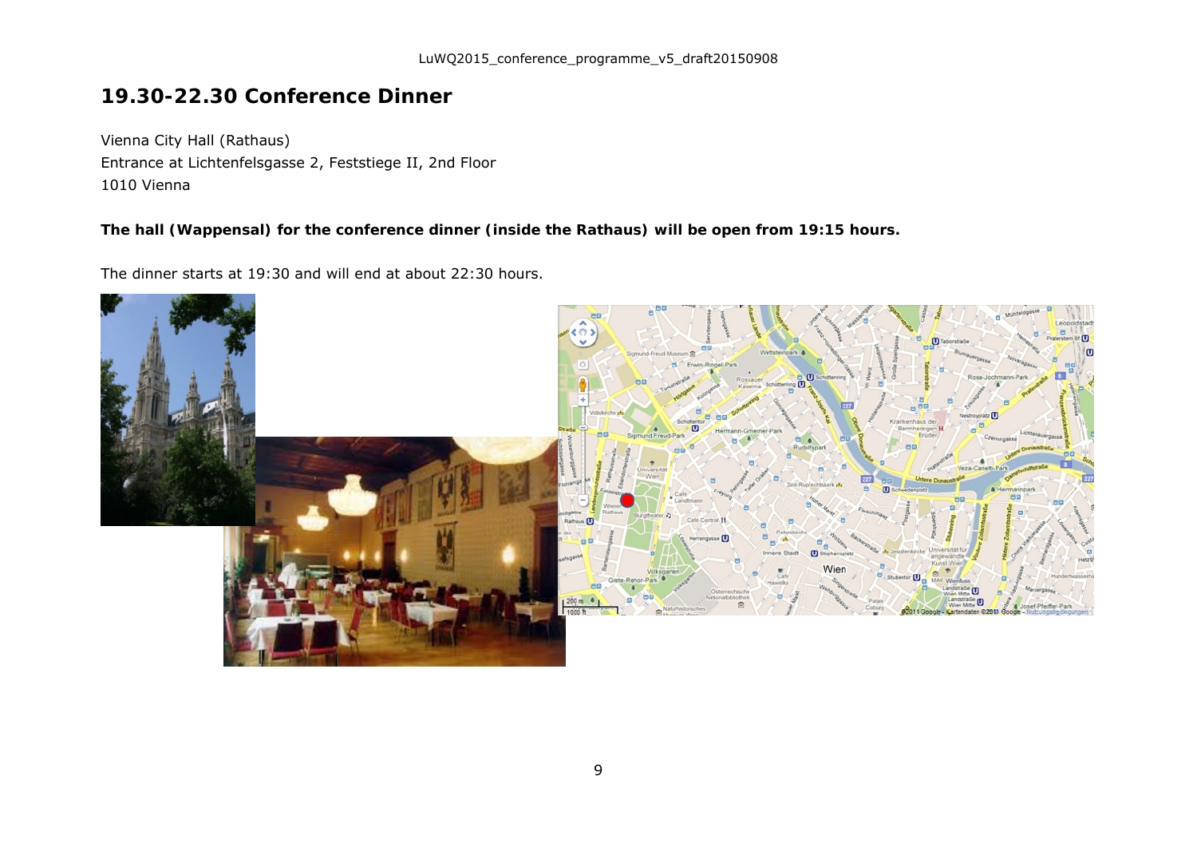# 19.30-22.30 Conference Dinner

Vienna City Hall (Rathaus)
Entrance at Lichtenfelsgasse 2, Feststiege II, 2nd Floor
1010 Vienna

**The hall (Wappensal) for the conference dinner (inside the Rathaus) will be open from 19:15 hours.**

The dinner starts at 19:30 and will end at about 22:30 hours.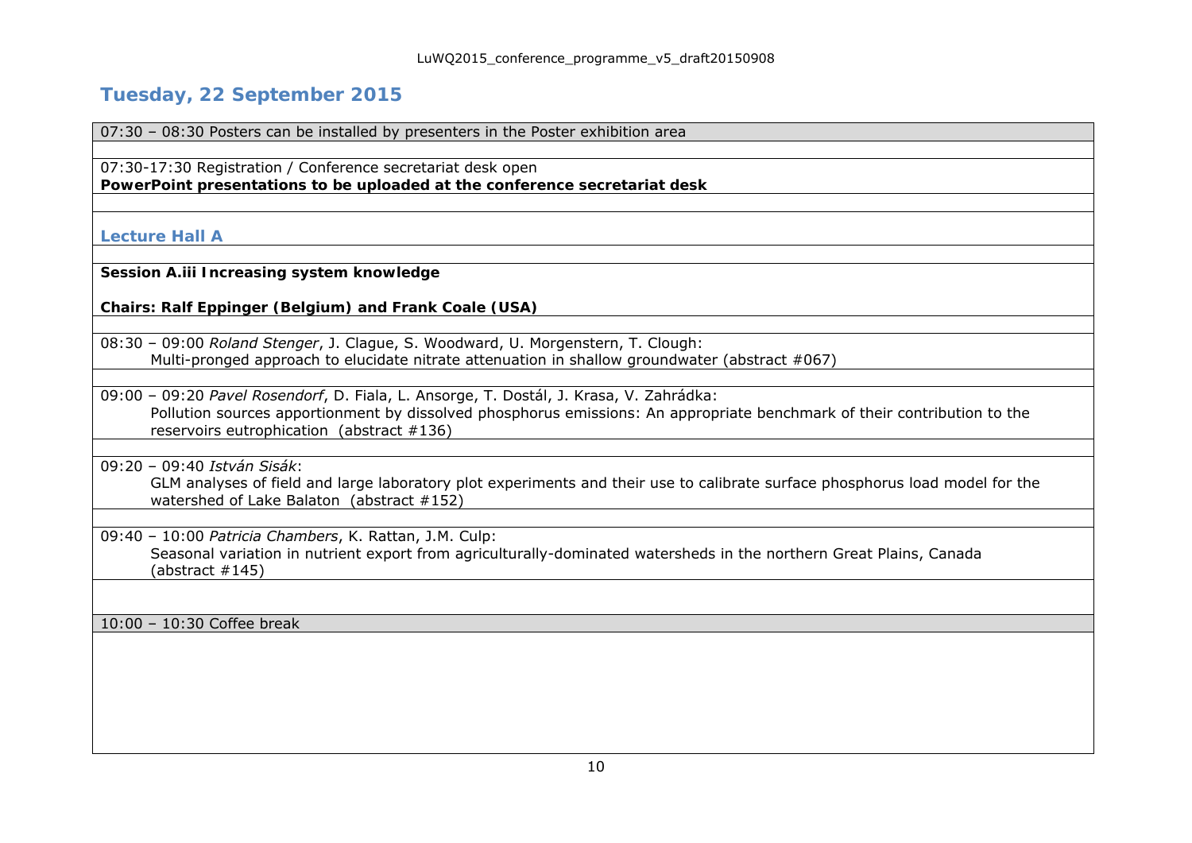## Tuesday, 22 September 2015

07:30 – 08:30 Posters can be installed by presenters in the Poster exhibition area

07:30-17:30 Registration / Conference secretariat desk open
**PowerPoint presentations to be uploaded at the conference secretariat desk**

### Lecture Hall A

**Session A.iii Increasing system knowledge**

**Chairs: Ralf Eppinger (Belgium) and Frank Coale (USA)**

08:30 – 09:00 *Roland Stenger*, J. Clague, S. Woodward, U. Morgenstern, T. Clough:
Multi-pronged approach to elucidate nitrate attenuation in shallow groundwater (abstract #067)

09:00 – 09:20 *Pavel Rosendorf*, D. Fiala, L. Ansorge, T. Dostál, J. Krasa, V. Zahrádka:
Pollution sources apportionment by dissolved phosphorus emissions: An appropriate benchmark of their contribution to the reservoirs eutrophication (abstract #136)

09:20 – 09:40 *István Sisák*:
GLM analyses of field and large laboratory plot experiments and their use to calibrate surface phosphorus load model for the watershed of Lake Balaton (abstract #152)

09:40 – 10:00 *Patricia Chambers*, K. Rattan, J.M. Culp:
Seasonal variation in nutrient export from agriculturally-dominated watersheds in the northern Great Plains, Canada (abstract #145)

10:00 – 10:30 Coffee break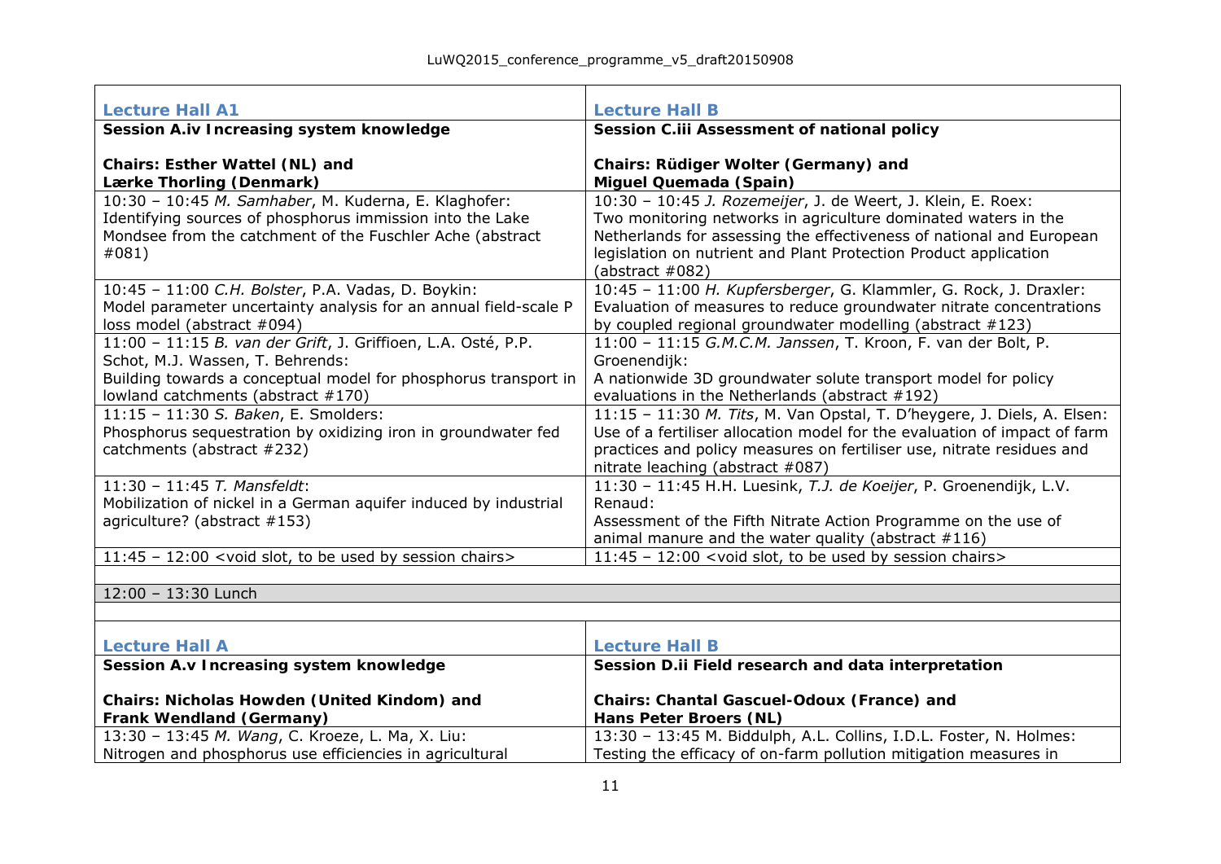| **Lecture Hall A1** | **Lecture Hall B** |
|---|---|
| **Session A.iv Increasing system knowledge**<br><br>**Chairs: Esther Wattel (NL) and Lærke Thorling (Denmark)** | **Session C.iii Assessment of national policy**<br><br>**Chairs: Rüdiger Wolter (Germany) and Miguel Quemada (Spain)** |
| 10:30 – 10:45 *M. Samhaber*, M. Kuderna, E. Klaghofer: Identifying sources of phosphorus immission into the Lake Mondsee from the catchment of the Fuschler Ache (abstract #081) | 10:30 – 10:45 *J. Rozemeijer*, J. de Weert, J. Klein, E. Roex: Two monitoring networks in agriculture dominated waters in the Netherlands for assessing the effectiveness of national and European legislation on nutrient and Plant Protection Product application (abstract #082) |
| 10:45 – 11:00 *C.H. Bolster*, P.A. Vadas, D. Boykin: Model parameter uncertainty analysis for an annual field-scale P loss model (abstract #094) | 10:45 – 11:00 *H. Kupfersberger*, G. Klammler, G. Rock, J. Draxler: Evaluation of measures to reduce groundwater nitrate concentrations by coupled regional groundwater modelling (abstract #123) |
| 11:00 – 11:15 *B. van der Grift*, J. Griffioen, L.A. Osté, P.P. Schot, M.J. Wassen, T. Behrends: Building towards a conceptual model for phosphorus transport in lowland catchments (abstract #170) | 11:00 – 11:15 *G.M.C.M. Janssen*, T. Kroon, F. van der Bolt, P. Groenendijk: A nationwide 3D groundwater solute transport model for policy evaluations in the Netherlands (abstract #192) |
| 11:15 – 11:30 *S. Baken*, E. Smolders: Phosphorus sequestration by oxidizing iron in groundwater fed catchments (abstract #232) | 11:15 – 11:30 *M. Tits*, M. Van Opstal, T. D'heygere, J. Diels, A. Elsen: Use of a fertiliser allocation model for the evaluation of impact of farm practices and policy measures on fertiliser use, nitrate residues and nitrate leaching (abstract #087) |
| 11:30 – 11:45 *T. Mansfeldt*: Mobilization of nickel in a German aquifer induced by industrial agriculture? (abstract #153) | 11:30 – 11:45 H.H. Luesink, *T.J. de Koeijer*, P. Groenendijk, L.V. Renaud: Assessment of the Fifth Nitrate Action Programme on the use of animal manure and the water quality (abstract #116) |
| 11:45 – 12:00 <void slot, to be used by session chairs> | 11:45 – 12:00 <void slot, to be used by session chairs> |

12:00 – 13:30 Lunch

| **Lecture Hall A** | **Lecture Hall B** |
|---|---|
| **Session A.v Increasing system knowledge**<br><br>**Chairs: Nicholas Howden (United Kindom) and Frank Wendland (Germany)** | **Session D.ii Field research and data interpretation**<br><br>**Chairs: Chantal Gascuel-Odoux (France) and Hans Peter Broers (NL)** |
| 13:30 – 13:45 *M. Wang*, C. Kroeze, L. Ma, X. Liu: Nitrogen and phosphorus use efficiencies in agricultural | 13:30 – 13:45 M. Biddulph, A.L. Collins, I.D.L. Foster, N. Holmes: Testing the efficacy of on-farm pollution mitigation measures in |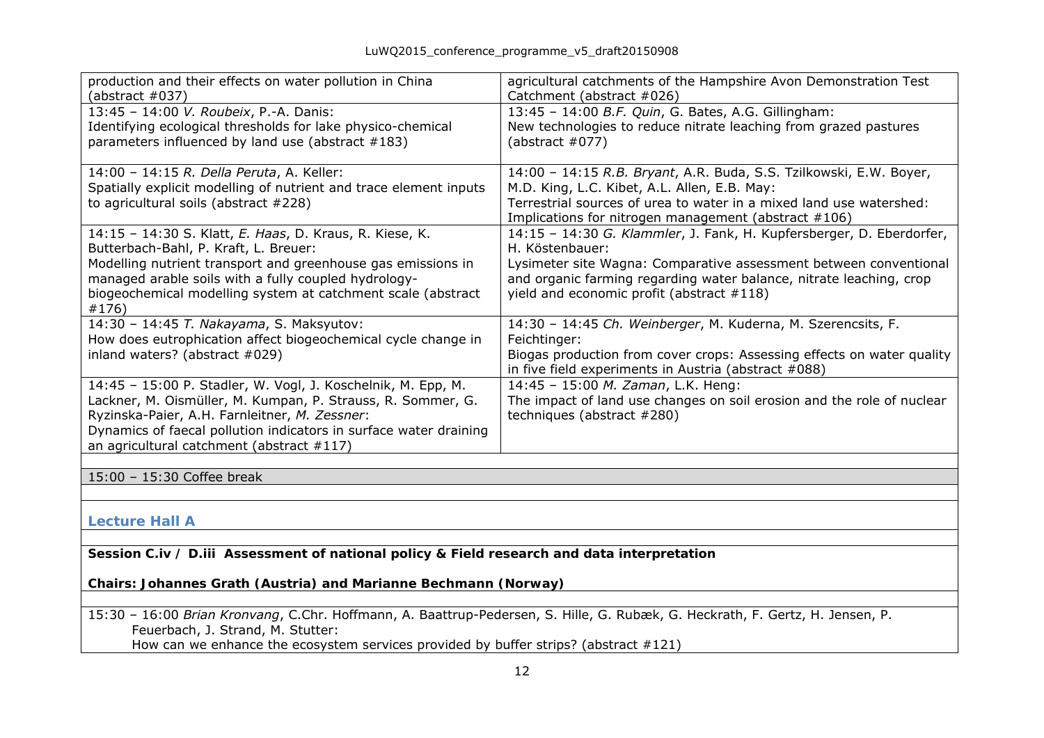| | |
|---|---|
| production and their effects on water pollution in China (abstract #037) | agricultural catchments of the Hampshire Avon Demonstration Test Catchment (abstract #026) |
| 13:45 – 14:00 *V. Roubeix*, P.-A. Danis: Identifying ecological thresholds for lake physico-chemical parameters influenced by land use (abstract #183) | 13:45 – 14:00 *B.F. Quin*, G. Bates, A.G. Gillingham: New technologies to reduce nitrate leaching from grazed pastures (abstract #077) |
| 14:00 – 14:15 *R. Della Peruta*, A. Keller: Spatially explicit modelling of nutrient and trace element inputs to agricultural soils (abstract #228) | 14:00 – 14:15 *R.B. Bryant*, A.R. Buda, S.S. Tzilkowski, E.W. Boyer, M.D. King, L.C. Kibet, A.L. Allen, E.B. May: Terrestrial sources of urea to water in a mixed land use watershed: Implications for nitrogen management (abstract #106) |
| 14:15 – 14:30 S. Klatt, *E. Haas*, D. Kraus, R. Kiese, K. Butterbach-Bahl, P. Kraft, L. Breuer: Modelling nutrient transport and greenhouse gas emissions in managed arable soils with a fully coupled hydrology-biogeochemical modelling system at catchment scale (abstract #176) | 14:15 – 14:30 *G. Klammler*, J. Fank, H. Kupfersberger, D. Eberdorfer, H. Köstenbauer: Lysimeter site Wagna: Comparative assessment between conventional and organic farming regarding water balance, nitrate leaching, crop yield and economic profit (abstract #118) |
| 14:30 – 14:45 *T. Nakayama*, S. Maksyutov: How does eutrophication affect biogeochemical cycle change in inland waters? (abstract #029) | 14:30 – 14:45 *Ch. Weinberger*, M. Kuderna, M. Szerencsits, F. Feichtinger: Biogas production from cover crops: Assessing effects on water quality in five field experiments in Austria (abstract #088) |
| 14:45 – 15:00 P. Stadler, W. Vogl, J. Koschelnik, M. Epp, M. Lackner, M. Oismüller, M. Kumpan, P. Strauss, R. Sommer, G. Ryzinska-Paier, A.H. Farnleitner, *M. Zessner*: Dynamics of faecal pollution indicators in surface water draining an agricultural catchment (abstract #117) | 14:45 – 15:00 *M. Zaman*, L.K. Heng: The impact of land use changes on soil erosion and the role of nuclear techniques (abstract #280) |

15:00 – 15:30 Coffee break

## Lecture Hall A

**Session C.iv / D.iii Assessment of national policy & Field research and data interpretation**

**Chairs: Johannes Grath (Austria) and Marianne Bechmann (Norway)**

15:30 – 16:00 *Brian Kronvang*, C.Chr. Hoffmann, A. Baattrup-Pedersen, S. Hille, G. Rubæk, G. Heckrath, F. Gertz, H. Jensen, P. Feuerbach, J. Strand, M. Stutter:
How can we enhance the ecosystem services provided by buffer strips? (abstract #121)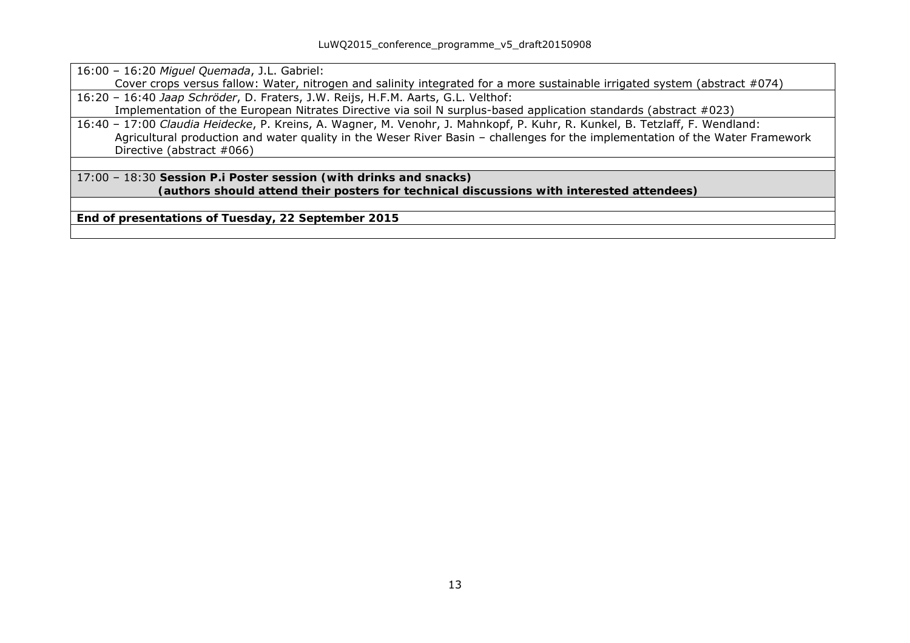16:00 – 16:20 *Miguel Quemada*, J.L. Gabriel:
Cover crops versus fallow: Water, nitrogen and salinity integrated for a more sustainable irrigated system (abstract #074)

16:20 – 16:40 *Jaap Schröder*, D. Fraters, J.W. Reijs, H.F.M. Aarts, G.L. Velthof:
Implementation of the European Nitrates Directive via soil N surplus-based application standards (abstract #023)

16:40 – 17:00 *Claudia Heidecke*, P. Kreins, A. Wagner, M. Venohr, J. Mahnkopf, P. Kuhr, R. Kunkel, B. Tetzlaff, F. Wendland:
Agricultural production and water quality in the Weser River Basin – challenges for the implementation of the Water Framework Directive (abstract #066)

17:00 – 18:30 **Session P.i Poster session (with drinks and snacks)**
**(authors should attend their posters for technical discussions with interested attendees)**

**End of presentations of Tuesday, 22 September 2015**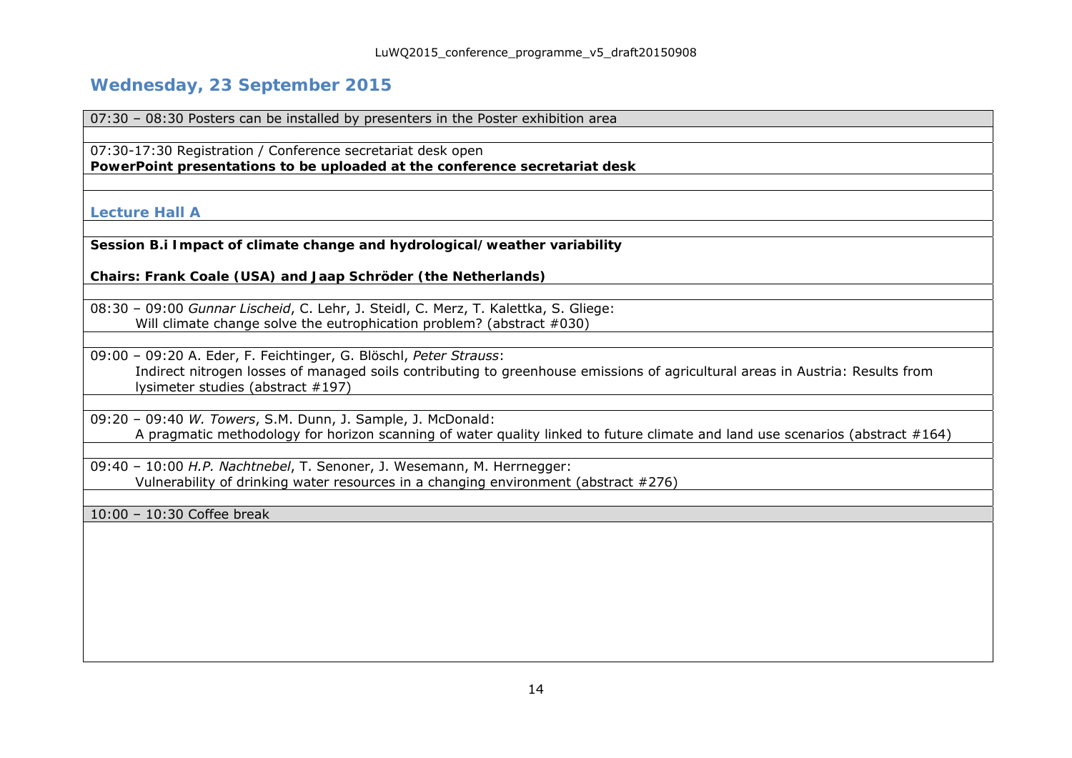## Wednesday, 23 September 2015

07:30 – 08:30 Posters can be installed by presenters in the Poster exhibition area

07:30-17:30 Registration / Conference secretariat desk open
**PowerPoint presentations to be uploaded at the conference secretariat desk**

### Lecture Hall A

**Session B.i Impact of climate change and hydrological/weather variability**

**Chairs: Frank Coale (USA) and Jaap Schröder (the Netherlands)**

08:30 – 09:00 *Gunnar Lischeid*, C. Lehr, J. Steidl, C. Merz, T. Kalettka, S. Gliege:
Will climate change solve the eutrophication problem? (abstract #030)

09:00 – 09:20 A. Eder, F. Feichtinger, G. Blöschl, *Peter Strauss*:
Indirect nitrogen losses of managed soils contributing to greenhouse emissions of agricultural areas in Austria: Results from lysimeter studies (abstract #197)

09:20 – 09:40 *W. Towers*, S.M. Dunn, J. Sample, J. McDonald:
A pragmatic methodology for horizon scanning of water quality linked to future climate and land use scenarios (abstract #164)

09:40 – 10:00 *H.P. Nachtnebel*, T. Senoner, J. Wesemann, M. Herrnegger:
Vulnerability of drinking water resources in a changing environment (abstract #276)

10:00 – 10:30 Coffee break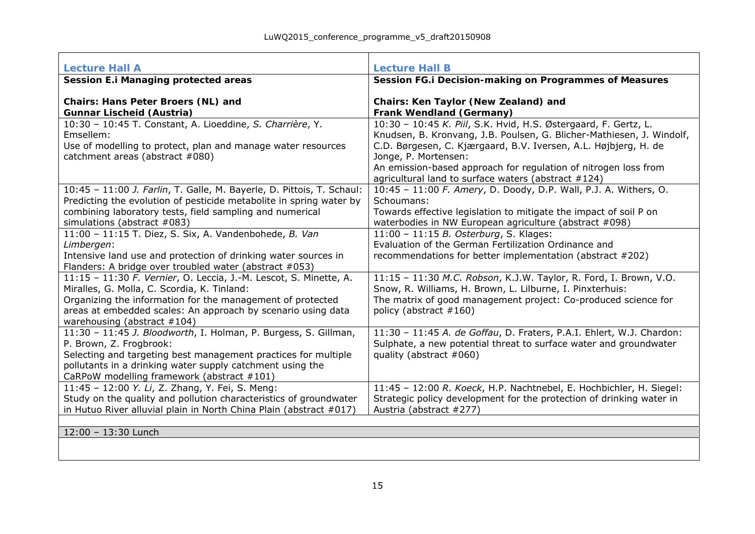| Lecture Hall A | Lecture Hall B |
|---|---|
| **Session E.i Managing protected areas**<br><br>**Chairs: Hans Peter Broers (NL) and Gunnar Lischeid (Austria)** | **Session FG.i Decision-making on Programmes of Measures**<br><br>**Chairs: Ken Taylor (New Zealand) and Frank Wendland (Germany)** |
| 10:30 – 10:45 T. Constant, A. Lioeddine, *S. Charrière*, Y. Emsellem:<br>Use of modelling to protect, plan and manage water resources catchment areas (abstract #080) | 10:30 – 10:45 *K. Piil*, S.K. Hvid, H.S. Østergaard, F. Gertz, L. Knudsen, B. Kronvang, J.B. Poulsen, G. Blicher-Mathiesen, J. Windolf, C.D. Børgesen, C. Kjærgaard, B.V. Iversen, A.L. Højbjerg, H. de Jonge, P. Mortensen:<br>An emission-based approach for regulation of nitrogen loss from agricultural land to surface waters (abstract #124) |
| 10:45 – 11:00 *J. Farlin*, T. Galle, M. Bayerle, D. Pittois, T. Schaul:<br>Predicting the evolution of pesticide metabolite in spring water by combining laboratory tests, field sampling and numerical simulations (abstract #083) | 10:45 – 11:00 *F. Amery*, D. Doody, D.P. Wall, P.J. A. Withers, O. Schoumans:<br>Towards effective legislation to mitigate the impact of soil P on waterbodies in NW European agriculture (abstract #098) |
| 11:00 – 11:15 T. Diez, S. Six, A. Vandenbohede, *B. Van Limbergen*:<br>Intensive land use and protection of drinking water sources in Flanders: A bridge over troubled water (abstract #053) | 11:00 – 11:15 *B. Osterburg*, S. Klages:<br>Evaluation of the German Fertilization Ordinance and recommendations for better implementation (abstract #202) |
| 11:15 – 11:30 *F. Vernier*, O. Leccia, J.-M. Lescot, S. Minette, A. Miralles, G. Molla, C. Scordia, K. Tinland:<br>Organizing the information for the management of protected areas at embedded scales: An approach by scenario using data warehousing (abstract #104) | 11:15 – 11:30 *M.C. Robson*, K.J.W. Taylor, R. Ford, I. Brown, V.O. Snow, R. Williams, H. Brown, L. Lilburne, I. Pinxterhuis:<br>The matrix of good management project: Co-produced science for policy (abstract #160) |
| 11:30 – 11:45 *J. Bloodworth*, I. Holman, P. Burgess, S. Gillman, P. Brown, Z. Frogbrook:<br>Selecting and targeting best management practices for multiple pollutants in a drinking water supply catchment using the CaRPoW modelling framework (abstract #101) | 11:30 – 11:45 *A. de Goffau*, D. Fraters, P.A.I. Ehlert, W.J. Chardon:<br>Sulphate, a new potential threat to surface water and groundwater quality (abstract #060) |
| 11:45 – 12:00 *Y. Li*, Z. Zhang, Y. Fei, S. Meng:<br>Study on the quality and pollution characteristics of groundwater in Hutuo River alluvial plain in North China Plain (abstract #017) | 11:45 – 12:00 *R. Koeck*, H.P. Nachtnebel, E. Hochbichler, H. Siegel:<br>Strategic policy development for the protection of drinking water in Austria (abstract #277) |
| 12:00 – 13:30 Lunch | |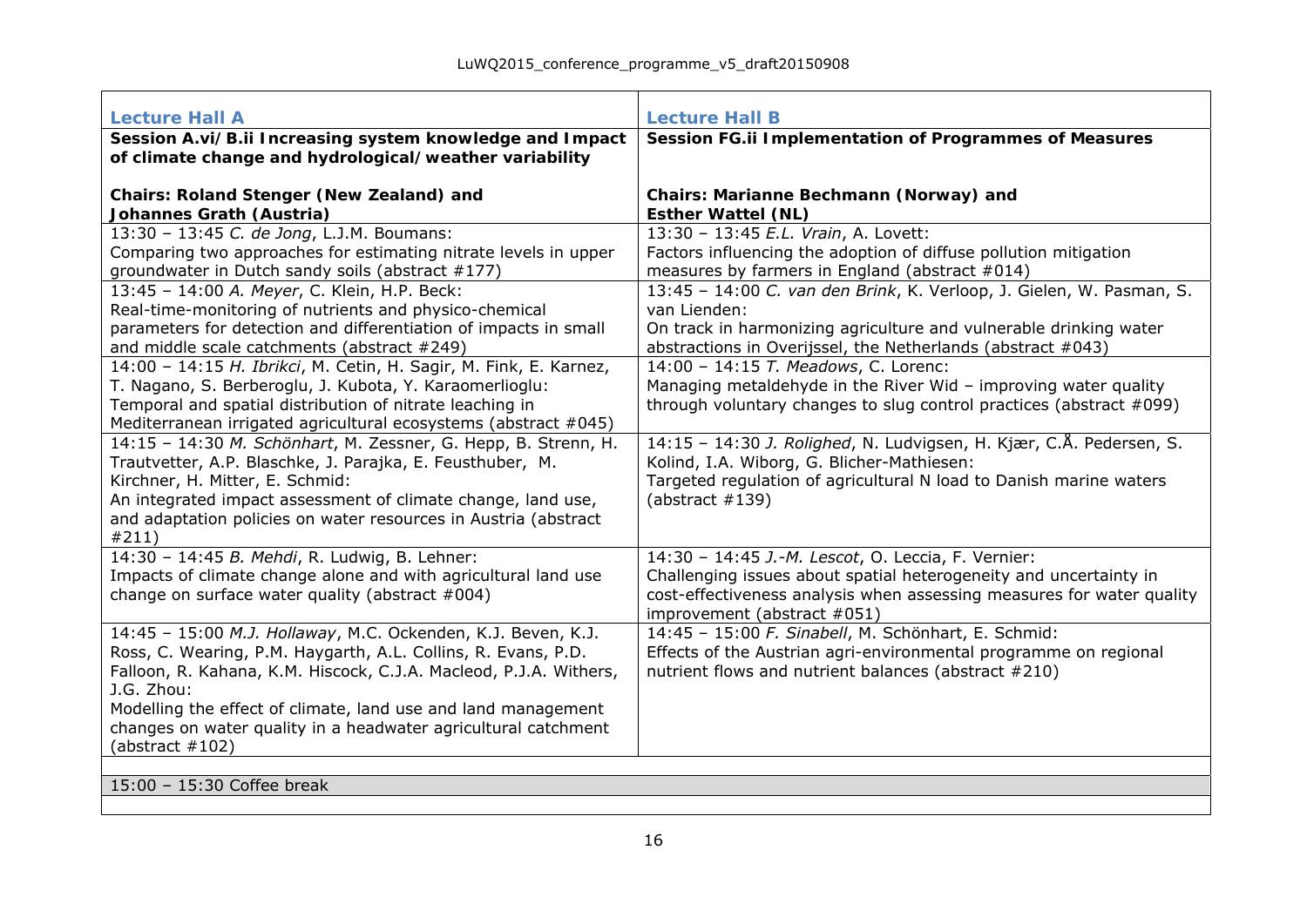| Lecture Hall A | Lecture Hall B |
|---|---|
| **Session A.vi/B.ii Increasing system knowledge and Impact of climate change and hydrological/weather variability**<br><br>**Chairs: Roland Stenger (New Zealand) and Johannes Grath (Austria)** | **Session FG.ii Implementation of Programmes of Measures**<br><br>**Chairs: Marianne Bechmann (Norway) and Esther Wattel (NL)** |
| 13:30 – 13:45 *C. de Jong*, L.J.M. Boumans:<br>Comparing two approaches for estimating nitrate levels in upper groundwater in Dutch sandy soils (abstract #177) | 13:30 – 13:45 *E.L. Vrain*, A. Lovett:<br>Factors influencing the adoption of diffuse pollution mitigation measures by farmers in England (abstract #014) |
| 13:45 – 14:00 *A. Meyer*, C. Klein, H.P. Beck:<br>Real-time-monitoring of nutrients and physico-chemical parameters for detection and differentiation of impacts in small and middle scale catchments (abstract #249) | 13:45 – 14:00 *C. van den Brink*, K. Verloop, J. Gielen, W. Pasman, S. van Lienden:<br>On track in harmonizing agriculture and vulnerable drinking water abstractions in Overijssel, the Netherlands (abstract #043) |
| 14:00 – 14:15 *H. Ibrikci*, M. Cetin, H. Sagir, M. Fink, E. Karnez, T. Nagano, S. Berberoglu, J. Kubota, Y. Karaomerlioglu:<br>Temporal and spatial distribution of nitrate leaching in Mediterranean irrigated agricultural ecosystems (abstract #045) | 14:00 – 14:15 *T. Meadows*, C. Lorenc:<br>Managing metaldehyde in the River Wid – improving water quality through voluntary changes to slug control practices (abstract #099) |
| 14:15 – 14:30 *M. Schönhart*, M. Zessner, G. Hepp, B. Strenn, H. Trautvetter, A.P. Blaschke, J. Parajka, E. Feusthuber, M. Kirchner, H. Mitter, E. Schmid:<br>An integrated impact assessment of climate change, land use, and adaptation policies on water resources in Austria (abstract #211) | 14:15 – 14:30 *J. Rolighed*, N. Ludvigsen, H. Kjær, C.Å. Pedersen, S. Kolind, I.A. Wiborg, G. Blicher-Mathiesen:<br>Targeted regulation of agricultural N load to Danish marine waters (abstract #139) |
| 14:30 – 14:45 *B. Mehdi*, R. Ludwig, B. Lehner:<br>Impacts of climate change alone and with agricultural land use change on surface water quality (abstract #004) | 14:30 – 14:45 *J.-M. Lescot*, O. Leccia, F. Vernier:<br>Challenging issues about spatial heterogeneity and uncertainty in cost-effectiveness analysis when assessing measures for water quality improvement (abstract #051) |
| 14:45 – 15:00 *M.J. Hollaway*, M.C. Ockenden, K.J. Beven, K.J. Ross, C. Wearing, P.M. Haygarth, A.L. Collins, R. Evans, P.D. Falloon, R. Kahana, K.M. Hiscock, C.J.A. Macleod, P.J.A. Withers, J.G. Zhou:<br>Modelling the effect of climate, land use and land management changes on water quality in a headwater agricultural catchment (abstract #102) | 14:45 – 15:00 *F. Sinabell*, M. Schönhart, E. Schmid:<br>Effects of the Austrian agri-environmental programme on regional nutrient flows and nutrient balances (abstract #210) |
| | |
| 15:00 – 15:30 Coffee break | |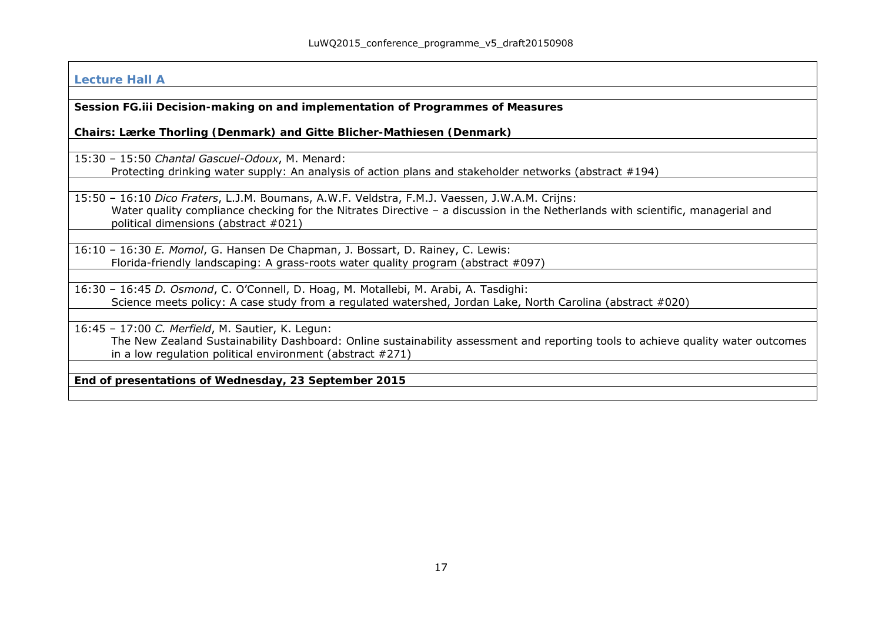## Lecture Hall A

**Session FG.iii Decision-making on and implementation of Programmes of Measures**

**Chairs: Lærke Thorling (Denmark) and Gitte Blicher-Mathiesen (Denmark)**

15:30 – 15:50 *Chantal Gascuel-Odoux*, M. Menard:
Protecting drinking water supply: An analysis of action plans and stakeholder networks (abstract #194)

15:50 – 16:10 *Dico Fraters*, L.J.M. Boumans, A.W.F. Veldstra, F.M.J. Vaessen, J.W.A.M. Crijns:
Water quality compliance checking for the Nitrates Directive – a discussion in the Netherlands with scientific, managerial and political dimensions (abstract #021)

16:10 – 16:30 *E. Momol*, G. Hansen De Chapman, J. Bossart, D. Rainey, C. Lewis:
Florida-friendly landscaping: A grass-roots water quality program (abstract #097)

16:30 – 16:45 *D. Osmond*, C. O'Connell, D. Hoag, M. Motallebi, M. Arabi, A. Tasdighi:
Science meets policy: A case study from a regulated watershed, Jordan Lake, North Carolina (abstract #020)

16:45 – 17:00 *C. Merfield*, M. Sautier, K. Legun:
The New Zealand Sustainability Dashboard: Online sustainability assessment and reporting tools to achieve quality water outcomes in a low regulation political environment (abstract #271)

**End of presentations of Wednesday, 23 September 2015**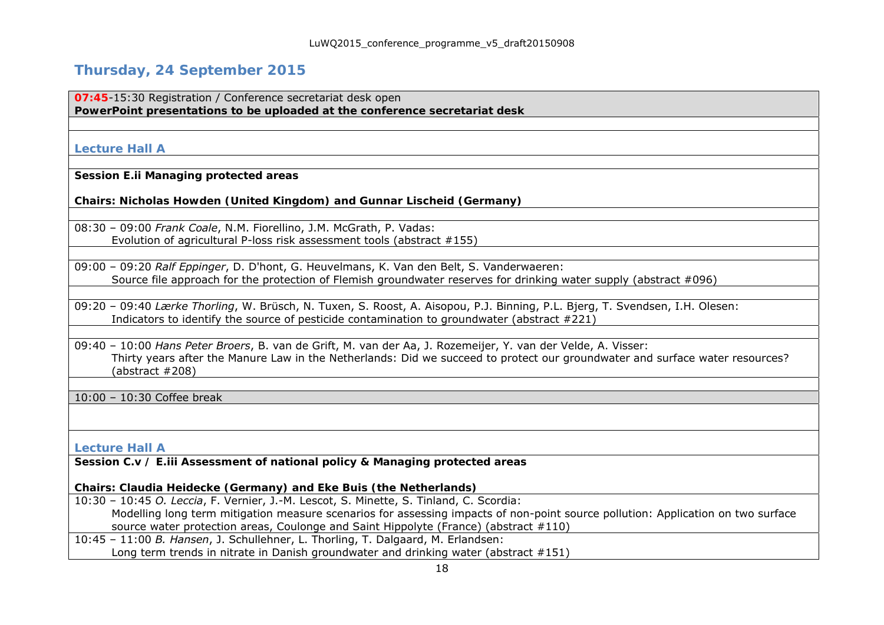## Thursday, 24 September 2015

**07:45**-15:30 Registration / Conference secretariat desk open
**PowerPoint presentations to be uploaded at the conference secretariat desk**

### Lecture Hall A

**Session E.ii Managing protected areas**

**Chairs: Nicholas Howden (United Kingdom) and Gunnar Lischeid (Germany)**

08:30 – 09:00 *Frank Coale*, N.M. Fiorellino, J.M. McGrath, P. Vadas:
Evolution of agricultural P-loss risk assessment tools (abstract #155)

09:00 – 09:20 *Ralf Eppinger*, D. D'hont, G. Heuvelmans, K. Van den Belt, S. Vanderwaeren:
Source file approach for the protection of Flemish groundwater reserves for drinking water supply (abstract #096)

09:20 – 09:40 *Lærke Thorling*, W. Brüsch, N. Tuxen, S. Roost, A. Aisopou, P.J. Binning, P.L. Bjerg, T. Svendsen, I.H. Olesen:
Indicators to identify the source of pesticide contamination to groundwater (abstract #221)

09:40 – 10:00 *Hans Peter Broers*, B. van de Grift, M. van der Aa, J. Rozemeijer, Y. van der Velde, A. Visser:
Thirty years after the Manure Law in the Netherlands: Did we succeed to protect our groundwater and surface water resources? (abstract #208)

10:00 – 10:30 Coffee break

### Lecture Hall A

**Session C.v / E.iii Assessment of national policy & Managing protected areas**

**Chairs: Claudia Heidecke (Germany) and Eke Buis (the Netherlands)**

10:30 – 10:45 *O. Leccia*, F. Vernier, J.-M. Lescot, S. Minette, S. Tinland, C. Scordia:
Modelling long term mitigation measure scenarios for assessing impacts of non-point source pollution: Application on two surface source water protection areas, Coulonge and Saint Hippolyte (France) (abstract #110)

10:45 – 11:00 *B. Hansen*, J. Schullehner, L. Thorling, T. Dalgaard, M. Erlandsen:
Long term trends in nitrate in Danish groundwater and drinking water (abstract #151)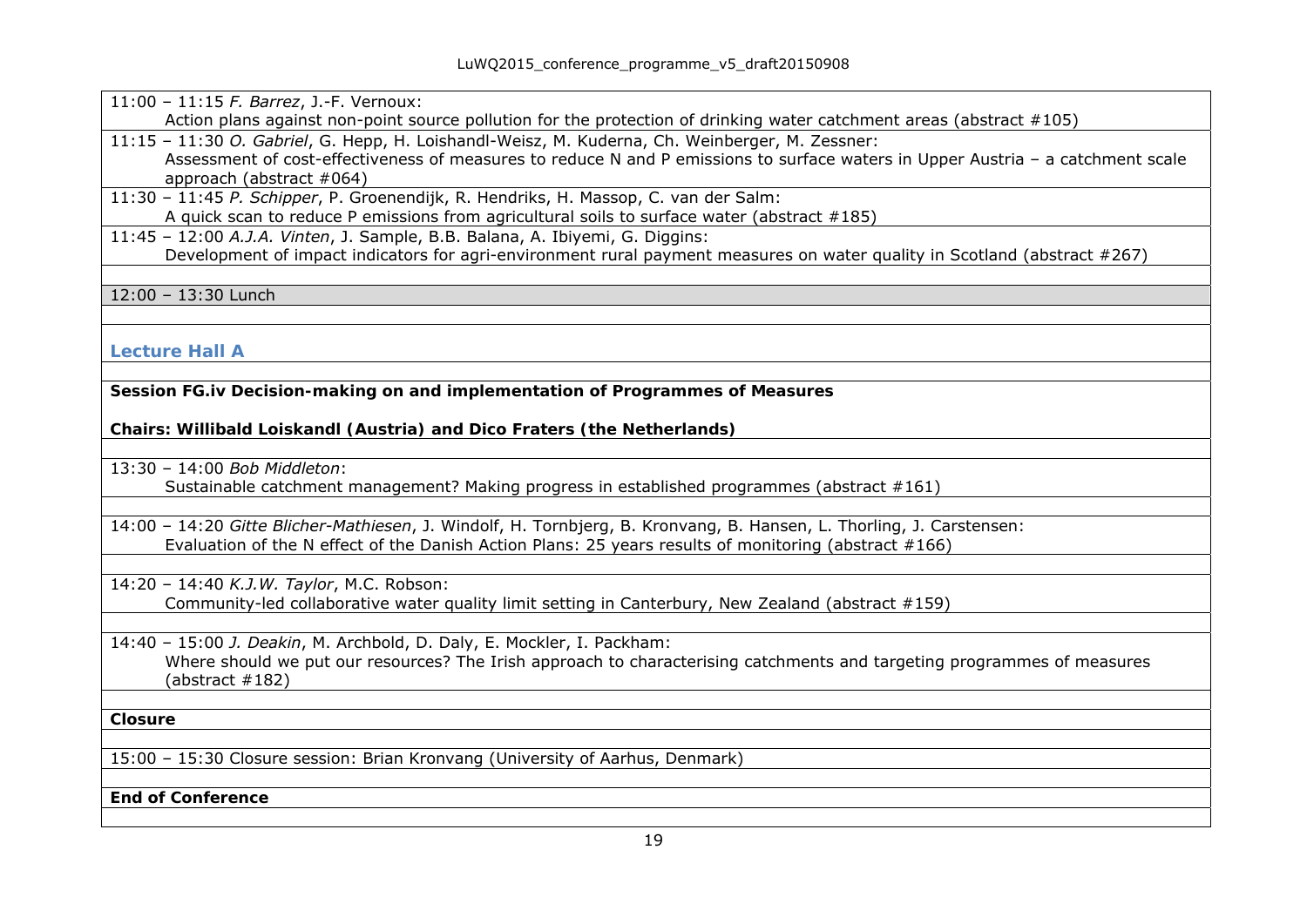11:00 – 11:15 *F. Barrez*, J.-F. Vernoux:
Action plans against non-point source pollution for the protection of drinking water catchment areas (abstract #105)

11:15 – 11:30 *O. Gabriel*, G. Hepp, H. Loishandl-Weisz, M. Kuderna, Ch. Weinberger, M. Zessner:
Assessment of cost-effectiveness of measures to reduce N and P emissions to surface waters in Upper Austria – a catchment scale approach (abstract #064)

11:30 – 11:45 *P. Schipper*, P. Groenendijk, R. Hendriks, H. Massop, C. van der Salm:
A quick scan to reduce P emissions from agricultural soils to surface water (abstract #185)

11:45 – 12:00 *A.J.A. Vinten*, J. Sample, B.B. Balana, A. Ibiyemi, G. Diggins:
Development of impact indicators for agri-environment rural payment measures on water quality in Scotland (abstract #267)

12:00 – 13:30 Lunch

## Lecture Hall A

**Session FG.iv Decision-making on and implementation of Programmes of Measures**

**Chairs: Willibald Loiskandl (Austria) and Dico Fraters (the Netherlands)**

13:30 – 14:00 *Bob Middleton*:
Sustainable catchment management? Making progress in established programmes (abstract #161)

14:00 – 14:20 *Gitte Blicher-Mathiesen*, J. Windolf, H. Tornbjerg, B. Kronvang, B. Hansen, L. Thorling, J. Carstensen:
Evaluation of the N effect of the Danish Action Plans: 25 years results of monitoring (abstract #166)

14:20 – 14:40 *K.J.W. Taylor*, M.C. Robson:
Community-led collaborative water quality limit setting in Canterbury, New Zealand (abstract #159)

14:40 – 15:00 *J. Deakin*, M. Archbold, D. Daly, E. Mockler, I. Packham:
Where should we put our resources? The Irish approach to characterising catchments and targeting programmes of measures (abstract #182)

**Closure**

15:00 – 15:30 Closure session: Brian Kronvang (University of Aarhus, Denmark)

**End of Conference**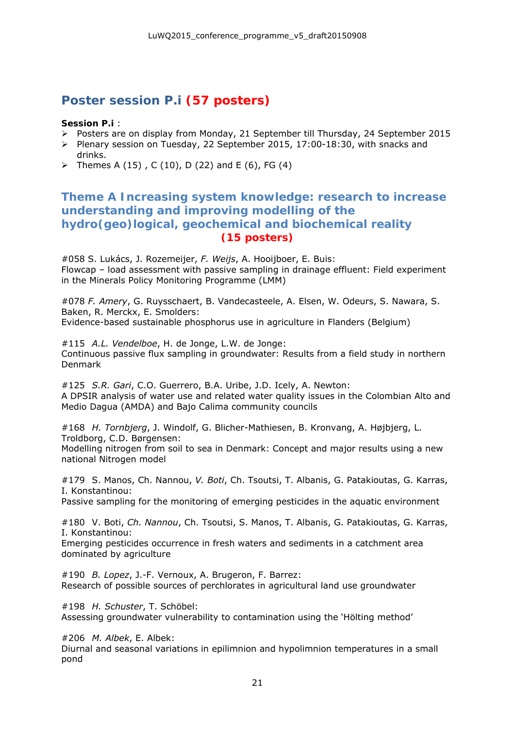## Poster session P.i (57 posters)

**Session P.i** :

- Posters are on display from Monday, 21 September till Thursday, 24 September 2015
- Plenary session on Tuesday, 22 September 2015, 17:00-18:30, with snacks and drinks.
- Themes A (15) , C (10), D (22) and E (6), FG (4)

### Theme A Increasing system knowledge: research to increase understanding and improving modelling of the hydro(geo)logical, geochemical and biochemical reality (15 posters)

#058 S. Lukács, J. Rozemeijer, *F. Weijs*, A. Hooijboer, E. Buis:
Flowcap – load assessment with passive sampling in drainage effluent: Field experiment in the Minerals Policy Monitoring Programme (LMM)

#078 *F. Amery*, G. Ruysschaert, B. Vandecasteele, A. Elsen, W. Odeurs, S. Nawara, S. Baken, R. Merckx, E. Smolders:
Evidence-based sustainable phosphorus use in agriculture in Flanders (Belgium)

#115 *A.L. Vendelboe*, H. de Jonge, L.W. de Jonge:
Continuous passive flux sampling in groundwater: Results from a field study in northern Denmark

#125 *S.R. Gari*, C.O. Guerrero, B.A. Uribe, J.D. Icely, A. Newton:
A DPSIR analysis of water use and related water quality issues in the Colombian Alto and Medio Dagua (AMDA) and Bajo Calima community councils

#168 *H. Tornbjerg*, J. Windolf, G. Blicher-Mathiesen, B. Kronvang, A. Højbjerg, L. Troldborg, C.D. Børgensen:
Modelling nitrogen from soil to sea in Denmark: Concept and major results using a new national Nitrogen model

#179 S. Manos, Ch. Nannou, *V. Boti*, Ch. Tsoutsi, T. Albanis, G. Patakioutas, G. Karras, I. Konstantinou:
Passive sampling for the monitoring of emerging pesticides in the aquatic environment

#180 V. Boti, *Ch. Nannou*, Ch. Tsoutsi, S. Manos, T. Albanis, G. Patakioutas, G. Karras, I. Konstantinou:
Emerging pesticides occurrence in fresh waters and sediments in a catchment area dominated by agriculture

#190 *B. Lopez*, J.-F. Vernoux, A. Brugeron, F. Barrez:
Research of possible sources of perchlorates in agricultural land use groundwater

#198 *H. Schuster*, T. Schöbel:
Assessing groundwater vulnerability to contamination using the 'Hölting method'

#206 *M. Albek*, E. Albek:
Diurnal and seasonal variations in epilimnion and hypolimnion temperatures in a small pond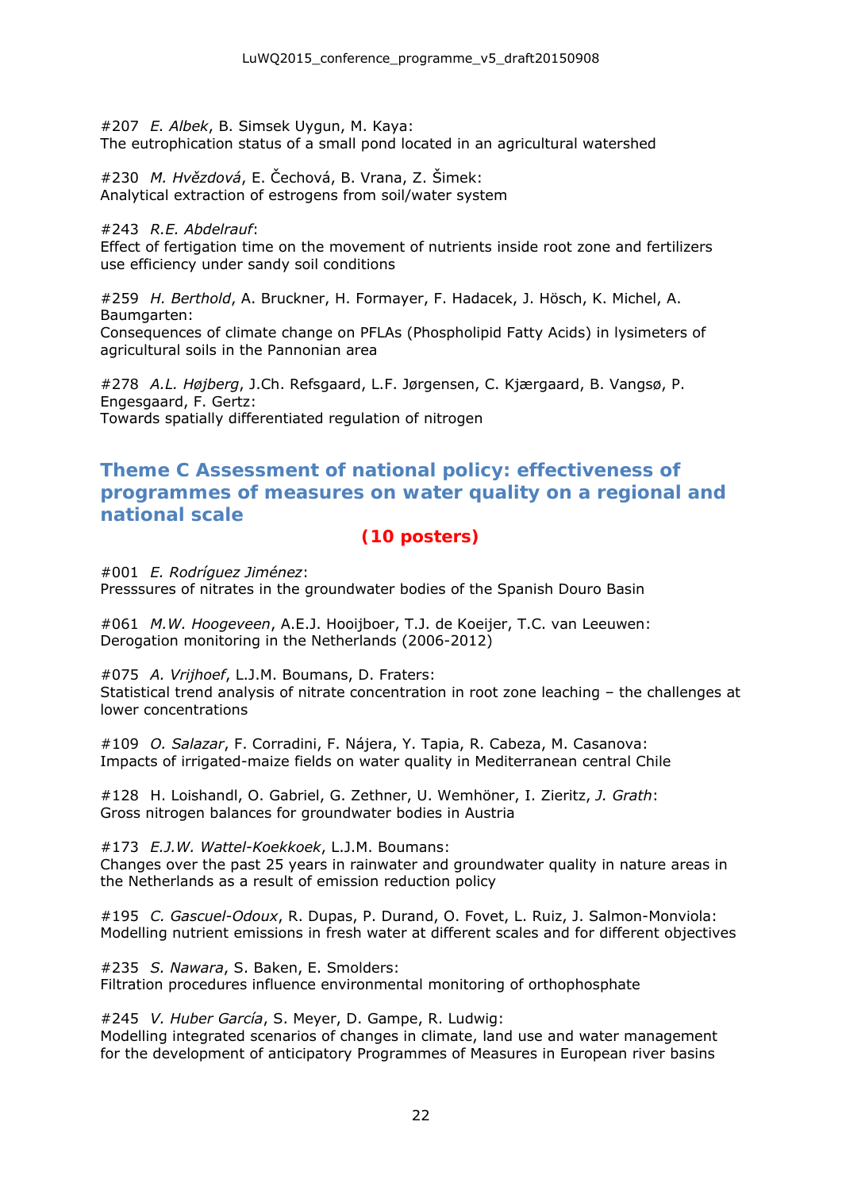#207 *E. Albek*, B. Simsek Uygun, M. Kaya:
The eutrophication status of a small pond located in an agricultural watershed

#230 *M. Hvězdová*, E. Čechová, B. Vrana, Z. Šimek:
Analytical extraction of estrogens from soil/water system

#243 *R.E. Abdelrauf*:
Effect of fertigation time on the movement of nutrients inside root zone and fertilizers use efficiency under sandy soil conditions

#259 *H. Berthold*, A. Bruckner, H. Formayer, F. Hadacek, J. Hösch, K. Michel, A. Baumgarten:
Consequences of climate change on PFLAs (Phospholipid Fatty Acids) in lysimeters of agricultural soils in the Pannonian area

#278 *A.L. Højberg*, J.Ch. Refsgaard, L.F. Jørgensen, C. Kjærgaard, B. Vangsø, P. Engesgaard, F. Gertz:
Towards spatially differentiated regulation of nitrogen

## Theme C Assessment of national policy: effectiveness of programmes of measures on water quality on a regional and national scale

**(10 posters)**

#001 *E. Rodríguez Jiménez*:
Presssures of nitrates in the groundwater bodies of the Spanish Douro Basin

#061 *M.W. Hoogeveen*, A.E.J. Hooijboer, T.J. de Koeijer, T.C. van Leeuwen:
Derogation monitoring in the Netherlands (2006-2012)

#075 *A. Vrijhoef*, L.J.M. Boumans, D. Fraters:
Statistical trend analysis of nitrate concentration in root zone leaching – the challenges at lower concentrations

#109 *O. Salazar*, F. Corradini, F. Nájera, Y. Tapia, R. Cabeza, M. Casanova:
Impacts of irrigated-maize fields on water quality in Mediterranean central Chile

#128 H. Loishandl, O. Gabriel, G. Zethner, U. Wemhöner, I. Zieritz, *J. Grath*:
Gross nitrogen balances for groundwater bodies in Austria

#173 *E.J.W. Wattel-Koekkoek*, L.J.M. Boumans:
Changes over the past 25 years in rainwater and groundwater quality in nature areas in the Netherlands as a result of emission reduction policy

#195 *C. Gascuel-Odoux*, R. Dupas, P. Durand, O. Fovet, L. Ruiz, J. Salmon-Monviola:
Modelling nutrient emissions in fresh water at different scales and for different objectives

#235 *S. Nawara*, S. Baken, E. Smolders:
Filtration procedures influence environmental monitoring of orthophosphate

#245 *V. Huber García*, S. Meyer, D. Gampe, R. Ludwig:
Modelling integrated scenarios of changes in climate, land use and water management for the development of anticipatory Programmes of Measures in European river basins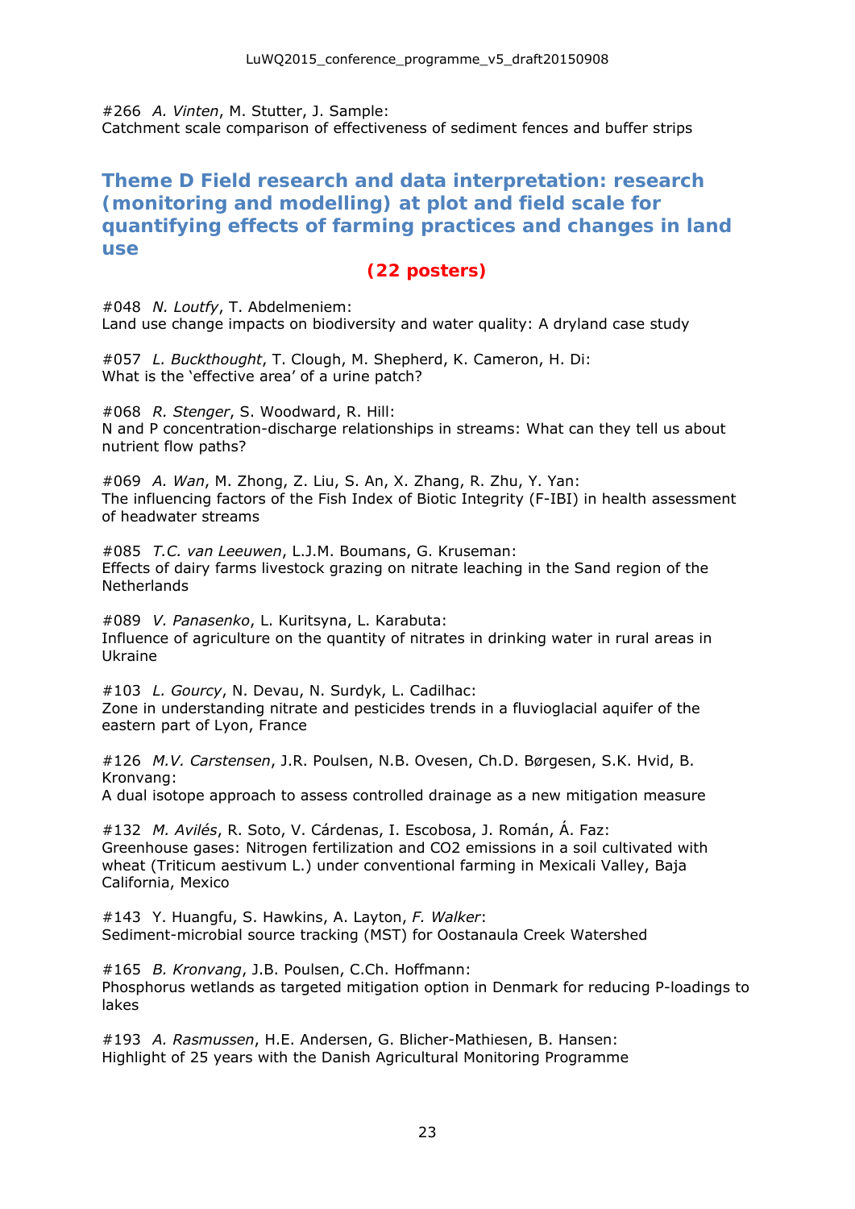#266 *A. Vinten*, M. Stutter, J. Sample:
Catchment scale comparison of effectiveness of sediment fences and buffer strips

## Theme D Field research and data interpretation: research (monitoring and modelling) at plot and field scale for quantifying effects of farming practices and changes in land use

**(22 posters)**

#048 *N. Loutfy*, T. Abdelmeniem:
Land use change impacts on biodiversity and water quality: A dryland case study

#057 *L. Buckthought*, T. Clough, M. Shepherd, K. Cameron, H. Di:
What is the 'effective area' of a urine patch?

#068 *R. Stenger*, S. Woodward, R. Hill:
N and P concentration-discharge relationships in streams: What can they tell us about nutrient flow paths?

#069 *A. Wan*, M. Zhong, Z. Liu, S. An, X. Zhang, R. Zhu, Y. Yan:
The influencing factors of the Fish Index of Biotic Integrity (F-IBI) in health assessment of headwater streams

#085 *T.C. van Leeuwen*, L.J.M. Boumans, G. Kruseman:
Effects of dairy farms livestock grazing on nitrate leaching in the Sand region of the Netherlands

#089 *V. Panasenko*, L. Kuritsyna, L. Karabuta:
Influence of agriculture on the quantity of nitrates in drinking water in rural areas in Ukraine

#103 *L. Gourcy*, N. Devau, N. Surdyk, L. Cadilhac:
Zone in understanding nitrate and pesticides trends in a fluvioglacial aquifer of the eastern part of Lyon, France

#126 *M.V. Carstensen*, J.R. Poulsen, N.B. Ovesen, Ch.D. Børgesen, S.K. Hvid, B. Kronvang:
A dual isotope approach to assess controlled drainage as a new mitigation measure

#132 *M. Avilés*, R. Soto, V. Cárdenas, I. Escobosa, J. Román, Á. Faz:
Greenhouse gases: Nitrogen fertilization and CO2 emissions in a soil cultivated with wheat (Triticum aestivum L.) under conventional farming in Mexicali Valley, Baja California, Mexico

#143 Y. Huangfu, S. Hawkins, A. Layton, *F. Walker*:
Sediment-microbial source tracking (MST) for Oostanaula Creek Watershed

#165 *B. Kronvang*, J.B. Poulsen, C.Ch. Hoffmann:
Phosphorus wetlands as targeted mitigation option in Denmark for reducing P-loadings to lakes

#193 *A. Rasmussen*, H.E. Andersen, G. Blicher-Mathiesen, B. Hansen:
Highlight of 25 years with the Danish Agricultural Monitoring Programme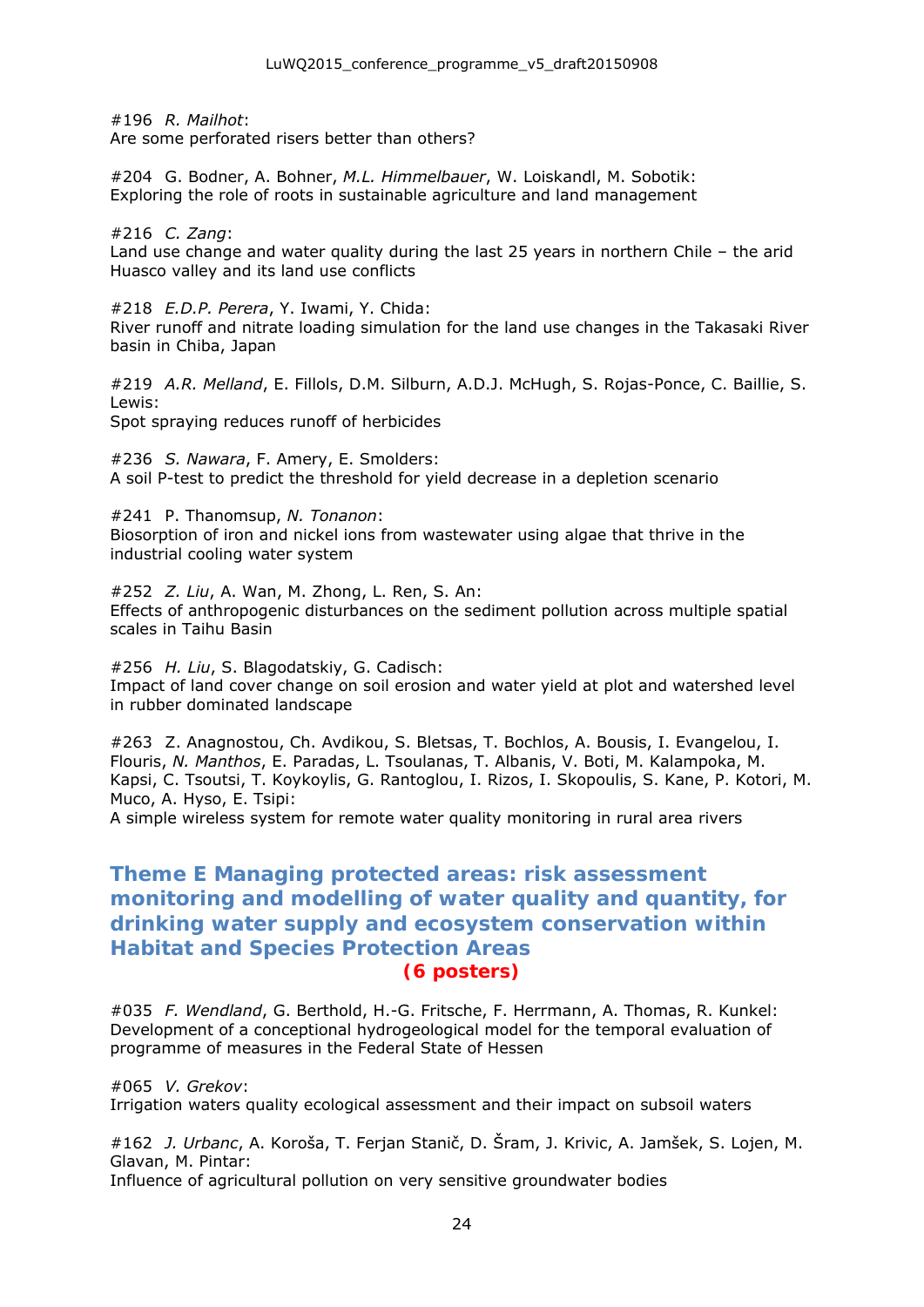#196 *R. Mailhot*:
Are some perforated risers better than others?

#204 G. Bodner, A. Bohner, *M.L. Himmelbauer*, W. Loiskandl, M. Sobotik:
Exploring the role of roots in sustainable agriculture and land management

#216 *C. Zang*:
Land use change and water quality during the last 25 years in northern Chile – the arid Huasco valley and its land use conflicts

#218 *E.D.P. Perera*, Y. Iwami, Y. Chida:
River runoff and nitrate loading simulation for the land use changes in the Takasaki River basin in Chiba, Japan

#219 *A.R. Melland*, E. Fillols, D.M. Silburn, A.D.J. McHugh, S. Rojas-Ponce, C. Baillie, S. Lewis:
Spot spraying reduces runoff of herbicides

#236 *S. Nawara*, F. Amery, E. Smolders:
A soil P-test to predict the threshold for yield decrease in a depletion scenario

#241 P. Thanomsup, *N. Tonanon*:
Biosorption of iron and nickel ions from wastewater using algae that thrive in the industrial cooling water system

#252 *Z. Liu*, A. Wan, M. Zhong, L. Ren, S. An:
Effects of anthropogenic disturbances on the sediment pollution across multiple spatial scales in Taihu Basin

#256 *H. Liu*, S. Blagodatskiy, G. Cadisch:
Impact of land cover change on soil erosion and water yield at plot and watershed level in rubber dominated landscape

#263 Z. Anagnostou, Ch. Avdikou, S. Bletsas, T. Bochlos, A. Bousis, I. Evangelou, I. Flouris, *N. Manthos*, E. Paradas, L. Tsoulanas, T. Albanis, V. Boti, M. Kalampoka, M. Kapsi, C. Tsoutsi, T. Koykoylis, G. Rantoglou, I. Rizos, I. Skopoulis, S. Kane, P. Kotori, M. Muco, A. Hyso, E. Tsipi:
A simple wireless system for remote water quality monitoring in rural area rivers

## Theme E Managing protected areas: risk assessment monitoring and modelling of water quality and quantity, for drinking water supply and ecosystem conservation within Habitat and Species Protection Areas

**(6 posters)**

#035 *F. Wendland*, G. Berthold, H.-G. Fritsche, F. Herrmann, A. Thomas, R. Kunkel:
Development of a conceptional hydrogeological model for the temporal evaluation of programme of measures in the Federal State of Hessen

#065 *V. Grekov*:
Irrigation waters quality ecological assessment and their impact on subsoil waters

#162 *J. Urbanc*, A. Koroša, T. Ferjan Stanič, D. Šram, J. Krivic, A. Jamšek, S. Lojen, M. Glavan, M. Pintar:
Influence of agricultural pollution on very sensitive groundwater bodies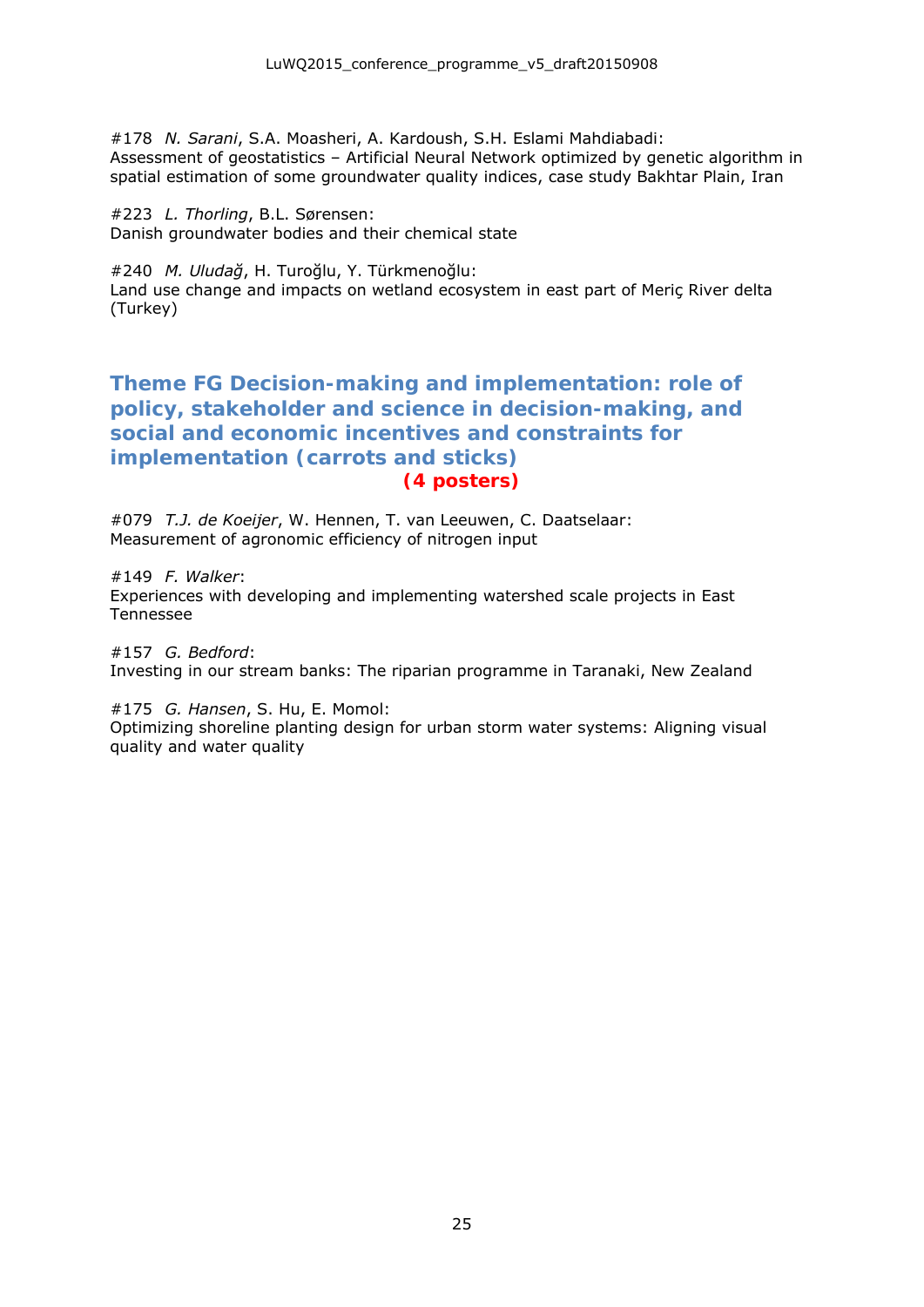#178 *N. Sarani*, S.A. Moasheri, A. Kardoush, S.H. Eslami Mahdiabadi:
Assessment of geostatistics – Artificial Neural Network optimized by genetic algorithm in spatial estimation of some groundwater quality indices, case study Bakhtar Plain, Iran

#223 *L. Thorling*, B.L. Sørensen:
Danish groundwater bodies and their chemical state

#240 *M. Uludağ*, H. Turoğlu, Y. Türkmenoğlu:
Land use change and impacts on wetland ecosystem in east part of Meriç River delta (Turkey)

## Theme FG Decision-making and implementation: role of policy, stakeholder and science in decision-making, and social and economic incentives and constraints for implementation (carrots and sticks)

**(4 posters)**

#079 *T.J. de Koeijer*, W. Hennen, T. van Leeuwen, C. Daatselaar:
Measurement of agronomic efficiency of nitrogen input

#149 *F. Walker*:
Experiences with developing and implementing watershed scale projects in East Tennessee

#157 *G. Bedford*:
Investing in our stream banks: The riparian programme in Taranaki, New Zealand

#175 *G. Hansen*, S. Hu, E. Momol:
Optimizing shoreline planting design for urban storm water systems: Aligning visual quality and water quality